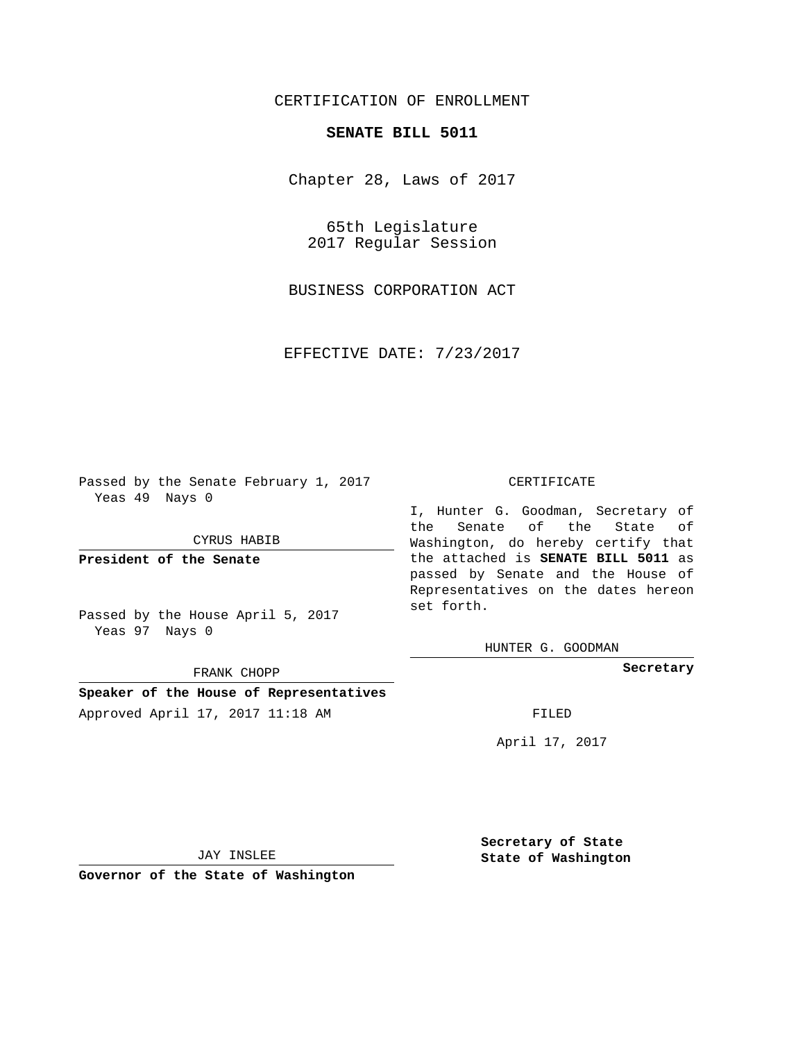CERTIFICATION OF ENROLLMENT

**SENATE BILL 5011**

Chapter 28, Laws of 2017

65th Legislature
2017 Regular Session

BUSINESS CORPORATION ACT

EFFECTIVE DATE: 7/23/2017

Passed by the Senate February 1, 2017
Yeas 49 Nays 0

CYRUS HABIB

**President of the Senate**

Passed by the House April 5, 2017
Yeas 97 Nays 0

FRANK CHOPP

**Speaker of the House of Representatives**

Approved April 17, 2017 11:18 AM

JAY INSLEE

**Governor of the State of Washington**

CERTIFICATE

I, Hunter G. Goodman, Secretary of the Senate of the State of Washington, do hereby certify that the attached is **SENATE BILL 5011** as passed by Senate and the House of Representatives on the dates hereon set forth.

HUNTER G. GOODMAN

**Secretary**

FILED

April 17, 2017

**Secretary of State**
**State of Washington**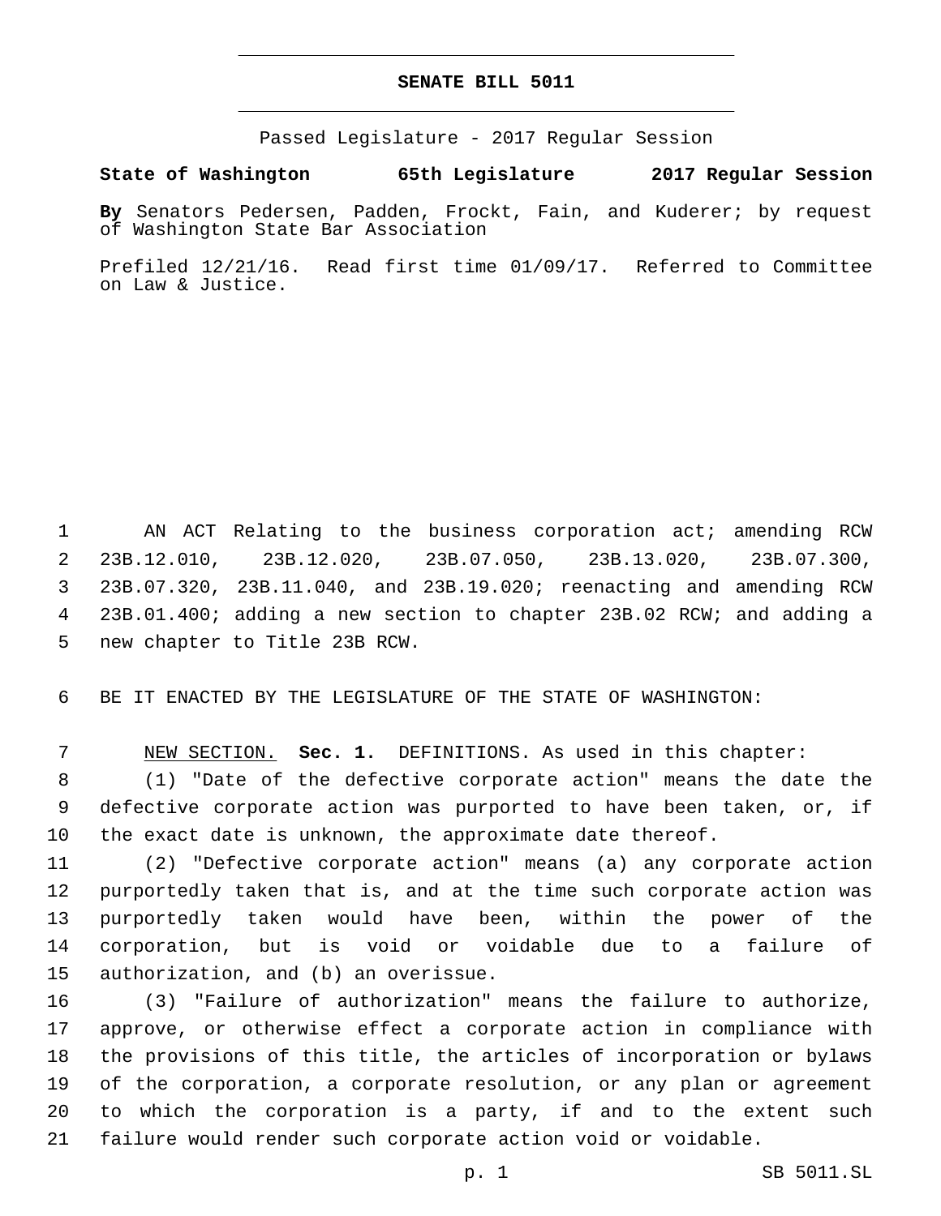# SENATE BILL 5011

Passed Legislature - 2017 Regular Session

**State of Washington 65th Legislature 2017 Regular Session**

**By** Senators Pedersen, Padden, Frockt, Fain, and Kuderer; by request of Washington State Bar Association

Prefiled 12/21/16. Read first time 01/09/17. Referred to Committee on Law & Justice.

AN ACT Relating to the business corporation act; amending RCW 23B.12.010, 23B.12.020, 23B.07.050, 23B.13.020, 23B.07.300, 23B.07.320, 23B.11.040, and 23B.19.020; reenacting and amending RCW 23B.01.400; adding a new section to chapter 23B.02 RCW; and adding a new chapter to Title 23B RCW.

BE IT ENACTED BY THE LEGISLATURE OF THE STATE OF WASHINGTON:

NEW SECTION. **Sec. 1.** DEFINITIONS. As used in this chapter:

(1) "Date of the defective corporate action" means the date the defective corporate action was purported to have been taken, or, if the exact date is unknown, the approximate date thereof.

(2) "Defective corporate action" means (a) any corporate action purportedly taken that is, and at the time such corporate action was purportedly taken would have been, within the power of the corporation, but is void or voidable due to a failure of authorization, and (b) an overissue.

(3) "Failure of authorization" means the failure to authorize, approve, or otherwise effect a corporate action in compliance with the provisions of this title, the articles of incorporation or bylaws of the corporation, a corporate resolution, or any plan or agreement to which the corporation is a party, if and to the extent such failure would render such corporate action void or voidable.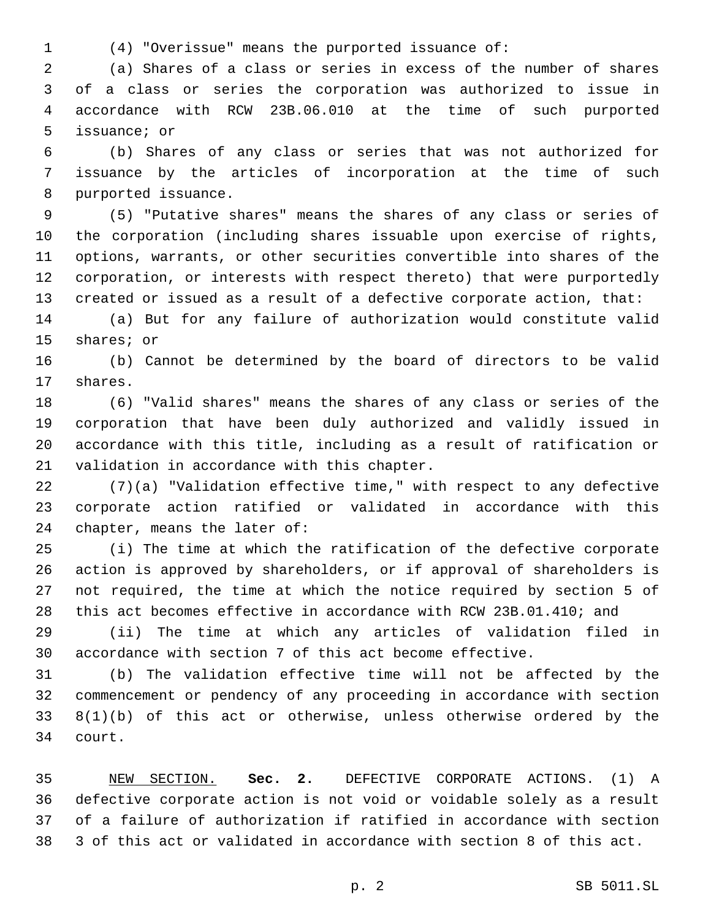(4) "Overissue" means the purported issuance of:

(a) Shares of a class or series in excess of the number of shares of a class or series the corporation was authorized to issue in accordance with RCW 23B.06.010 at the time of such purported issuance; or

(b) Shares of any class or series that was not authorized for issuance by the articles of incorporation at the time of such purported issuance.

(5) "Putative shares" means the shares of any class or series of the corporation (including shares issuable upon exercise of rights, options, warrants, or other securities convertible into shares of the corporation, or interests with respect thereto) that were purportedly created or issued as a result of a defective corporate action, that:

(a) But for any failure of authorization would constitute valid shares; or

(b) Cannot be determined by the board of directors to be valid shares.

(6) "Valid shares" means the shares of any class or series of the corporation that have been duly authorized and validly issued in accordance with this title, including as a result of ratification or validation in accordance with this chapter.

(7)(a) "Validation effective time," with respect to any defective corporate action ratified or validated in accordance with this chapter, means the later of:

(i) The time at which the ratification of the defective corporate action is approved by shareholders, or if approval of shareholders is not required, the time at which the notice required by section 5 of this act becomes effective in accordance with RCW 23B.01.410; and

(ii) The time at which any articles of validation filed in accordance with section 7 of this act become effective.

(b) The validation effective time will not be affected by the commencement or pendency of any proceeding in accordance with section 8(1)(b) of this act or otherwise, unless otherwise ordered by the court.

NEW SECTION. **Sec. 2.** DEFECTIVE CORPORATE ACTIONS. (1) A defective corporate action is not void or voidable solely as a result of a failure of authorization if ratified in accordance with section 3 of this act or validated in accordance with section 8 of this act.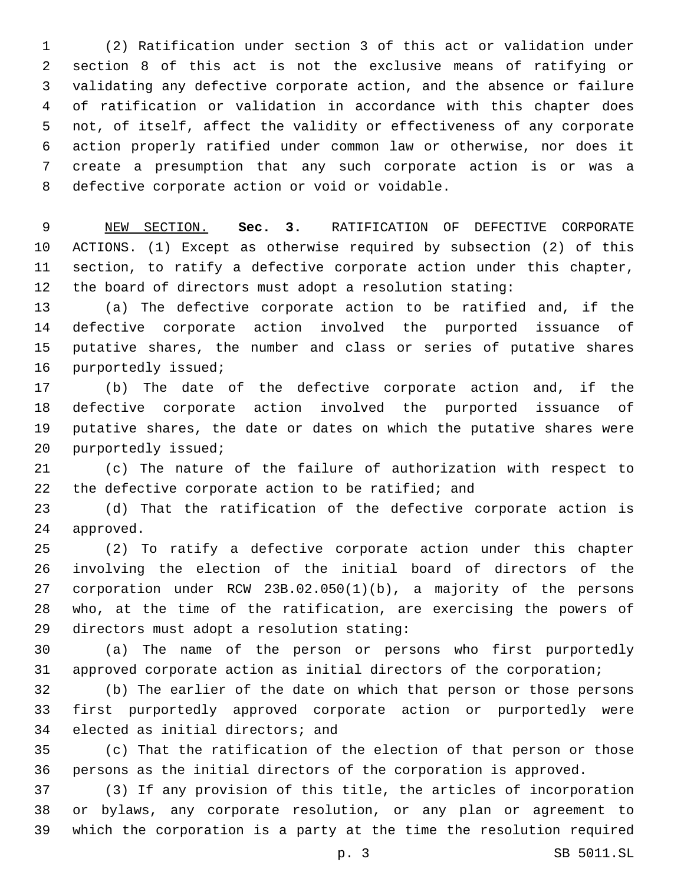(2) Ratification under section 3 of this act or validation under section 8 of this act is not the exclusive means of ratifying or validating any defective corporate action, and the absence or failure of ratification or validation in accordance with this chapter does not, of itself, affect the validity or effectiveness of any corporate action properly ratified under common law or otherwise, nor does it create a presumption that any such corporate action is or was a defective corporate action or void or voidable.

NEW SECTION. **Sec. 3.** RATIFICATION OF DEFECTIVE CORPORATE ACTIONS. (1) Except as otherwise required by subsection (2) of this section, to ratify a defective corporate action under this chapter, the board of directors must adopt a resolution stating:

(a) The defective corporate action to be ratified and, if the defective corporate action involved the purported issuance of putative shares, the number and class or series of putative shares purportedly issued;

(b) The date of the defective corporate action and, if the defective corporate action involved the purported issuance of putative shares, the date or dates on which the putative shares were purportedly issued;

(c) The nature of the failure of authorization with respect to the defective corporate action to be ratified; and

(d) That the ratification of the defective corporate action is approved.

(2) To ratify a defective corporate action under this chapter involving the election of the initial board of directors of the corporation under RCW 23B.02.050(1)(b), a majority of the persons who, at the time of the ratification, are exercising the powers of directors must adopt a resolution stating:

(a) The name of the person or persons who first purportedly approved corporate action as initial directors of the corporation;

(b) The earlier of the date on which that person or those persons first purportedly approved corporate action or purportedly were elected as initial directors; and

(c) That the ratification of the election of that person or those persons as the initial directors of the corporation is approved.

(3) If any provision of this title, the articles of incorporation or bylaws, any corporate resolution, or any plan or agreement to which the corporation is a party at the time the resolution required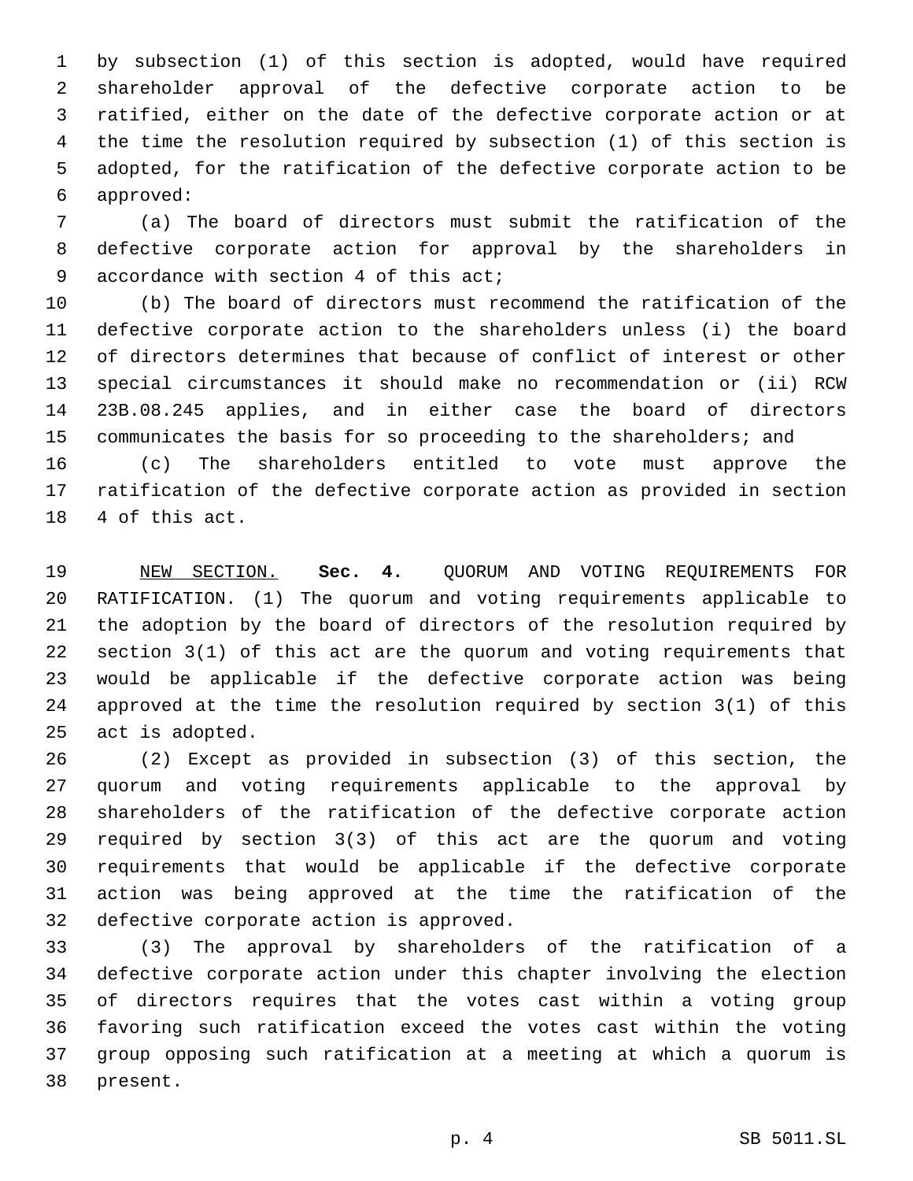by subsection (1) of this section is adopted, would have required shareholder approval of the defective corporate action to be ratified, either on the date of the defective corporate action or at the time the resolution required by subsection (1) of this section is adopted, for the ratification of the defective corporate action to be approved:

(a) The board of directors must submit the ratification of the defective corporate action for approval by the shareholders in accordance with section 4 of this act;

(b) The board of directors must recommend the ratification of the defective corporate action to the shareholders unless (i) the board of directors determines that because of conflict of interest or other special circumstances it should make no recommendation or (ii) RCW 23B.08.245 applies, and in either case the board of directors communicates the basis for so proceeding to the shareholders; and

(c) The shareholders entitled to vote must approve the ratification of the defective corporate action as provided in section 4 of this act.

NEW SECTION. **Sec. 4.** QUORUM AND VOTING REQUIREMENTS FOR RATIFICATION. (1) The quorum and voting requirements applicable to the adoption by the board of directors of the resolution required by section 3(1) of this act are the quorum and voting requirements that would be applicable if the defective corporate action was being approved at the time the resolution required by section 3(1) of this act is adopted.

(2) Except as provided in subsection (3) of this section, the quorum and voting requirements applicable to the approval by shareholders of the ratification of the defective corporate action required by section 3(3) of this act are the quorum and voting requirements that would be applicable if the defective corporate action was being approved at the time the ratification of the defective corporate action is approved.

(3) The approval by shareholders of the ratification of a defective corporate action under this chapter involving the election of directors requires that the votes cast within a voting group favoring such ratification exceed the votes cast within the voting group opposing such ratification at a meeting at which a quorum is present.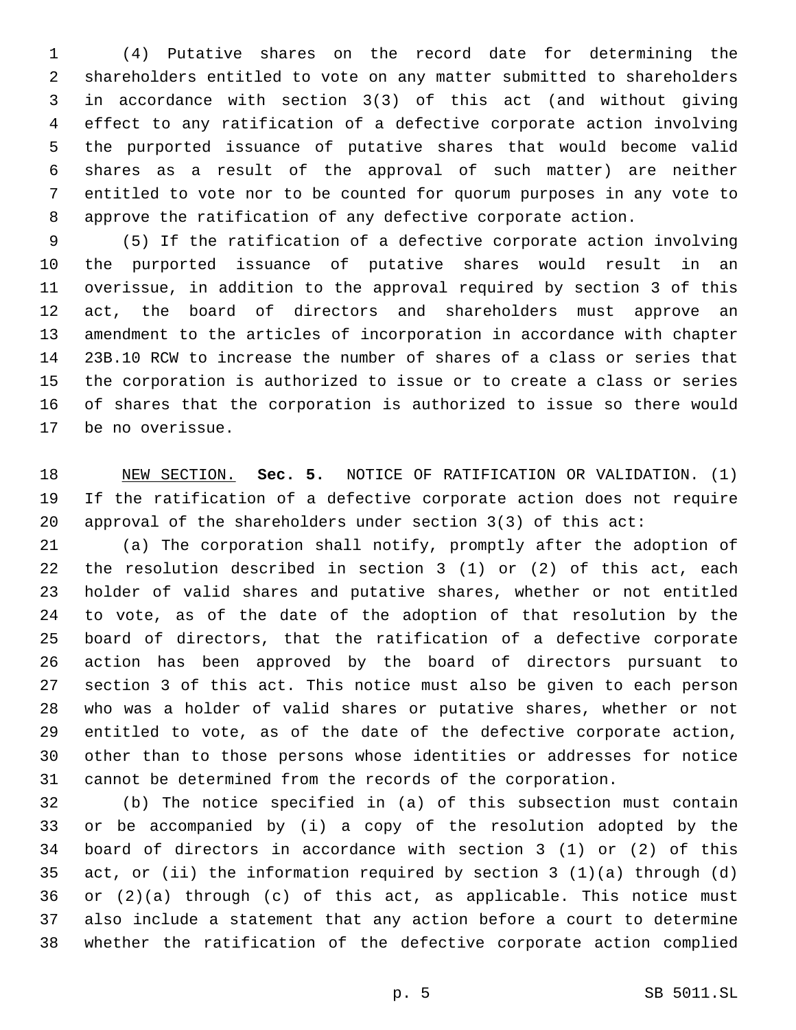(4) Putative shares on the record date for determining the shareholders entitled to vote on any matter submitted to shareholders in accordance with section 3(3) of this act (and without giving effect to any ratification of a defective corporate action involving the purported issuance of putative shares that would become valid shares as a result of the approval of such matter) are neither entitled to vote nor to be counted for quorum purposes in any vote to approve the ratification of any defective corporate action.

(5) If the ratification of a defective corporate action involving the purported issuance of putative shares would result in an overissue, in addition to the approval required by section 3 of this act, the board of directors and shareholders must approve an amendment to the articles of incorporation in accordance with chapter 23B.10 RCW to increase the number of shares of a class or series that the corporation is authorized to issue or to create a class or series of shares that the corporation is authorized to issue so there would be no overissue.

NEW SECTION. **Sec. 5.** NOTICE OF RATIFICATION OR VALIDATION. (1) If the ratification of a defective corporate action does not require approval of the shareholders under section 3(3) of this act:

(a) The corporation shall notify, promptly after the adoption of the resolution described in section 3 (1) or (2) of this act, each holder of valid shares and putative shares, whether or not entitled to vote, as of the date of the adoption of that resolution by the board of directors, that the ratification of a defective corporate action has been approved by the board of directors pursuant to section 3 of this act. This notice must also be given to each person who was a holder of valid shares or putative shares, whether or not entitled to vote, as of the date of the defective corporate action, other than to those persons whose identities or addresses for notice cannot be determined from the records of the corporation.

(b) The notice specified in (a) of this subsection must contain or be accompanied by (i) a copy of the resolution adopted by the board of directors in accordance with section 3 (1) or (2) of this act, or (ii) the information required by section 3 (1)(a) through (d) or (2)(a) through (c) of this act, as applicable. This notice must also include a statement that any action before a court to determine whether the ratification of the defective corporate action complied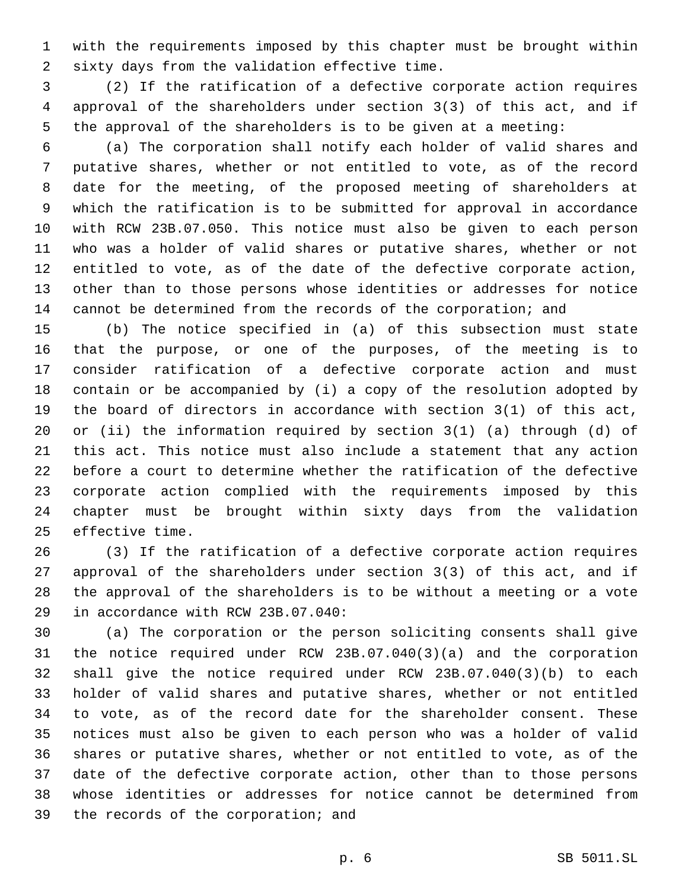with the requirements imposed by this chapter must be brought within sixty days from the validation effective time.

(2) If the ratification of a defective corporate action requires approval of the shareholders under section 3(3) of this act, and if the approval of the shareholders is to be given at a meeting:

(a) The corporation shall notify each holder of valid shares and putative shares, whether or not entitled to vote, as of the record date for the meeting, of the proposed meeting of shareholders at which the ratification is to be submitted for approval in accordance with RCW 23B.07.050. This notice must also be given to each person who was a holder of valid shares or putative shares, whether or not entitled to vote, as of the date of the defective corporate action, other than to those persons whose identities or addresses for notice cannot be determined from the records of the corporation; and

(b) The notice specified in (a) of this subsection must state that the purpose, or one of the purposes, of the meeting is to consider ratification of a defective corporate action and must contain or be accompanied by (i) a copy of the resolution adopted by the board of directors in accordance with section 3(1) of this act, or (ii) the information required by section 3(1) (a) through (d) of this act. This notice must also include a statement that any action before a court to determine whether the ratification of the defective corporate action complied with the requirements imposed by this chapter must be brought within sixty days from the validation effective time.

(3) If the ratification of a defective corporate action requires approval of the shareholders under section 3(3) of this act, and if the approval of the shareholders is to be without a meeting or a vote in accordance with RCW 23B.07.040:

(a) The corporation or the person soliciting consents shall give the notice required under RCW 23B.07.040(3)(a) and the corporation shall give the notice required under RCW 23B.07.040(3)(b) to each holder of valid shares and putative shares, whether or not entitled to vote, as of the record date for the shareholder consent. These notices must also be given to each person who was a holder of valid shares or putative shares, whether or not entitled to vote, as of the date of the defective corporate action, other than to those persons whose identities or addresses for notice cannot be determined from the records of the corporation; and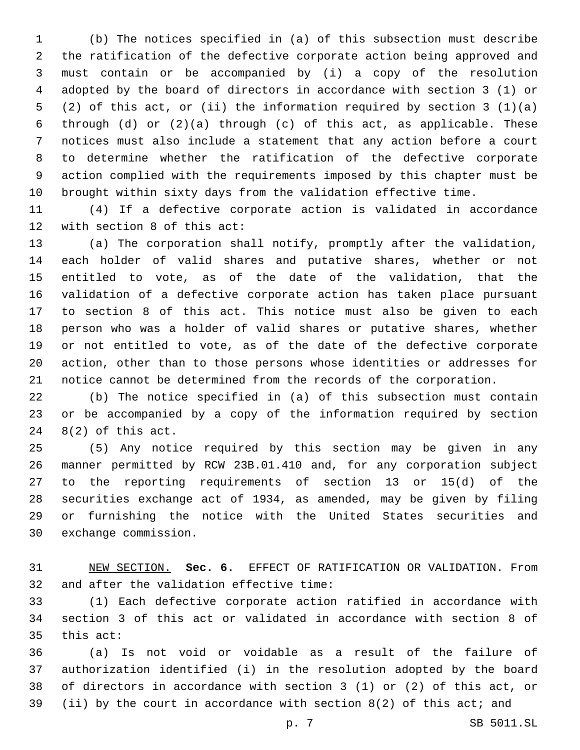(b) The notices specified in (a) of this subsection must describe the ratification of the defective corporate action being approved and must contain or be accompanied by (i) a copy of the resolution adopted by the board of directors in accordance with section 3 (1) or (2) of this act, or (ii) the information required by section 3 (1)(a) through (d) or (2)(a) through (c) of this act, as applicable. These notices must also include a statement that any action before a court to determine whether the ratification of the defective corporate action complied with the requirements imposed by this chapter must be brought within sixty days from the validation effective time.

(4) If a defective corporate action is validated in accordance with section 8 of this act:

(a) The corporation shall notify, promptly after the validation, each holder of valid shares and putative shares, whether or not entitled to vote, as of the date of the validation, that the validation of a defective corporate action has taken place pursuant to section 8 of this act. This notice must also be given to each person who was a holder of valid shares or putative shares, whether or not entitled to vote, as of the date of the defective corporate action, other than to those persons whose identities or addresses for notice cannot be determined from the records of the corporation.

(b) The notice specified in (a) of this subsection must contain or be accompanied by a copy of the information required by section 8(2) of this act.

(5) Any notice required by this section may be given in any manner permitted by RCW 23B.01.410 and, for any corporation subject to the reporting requirements of section 13 or 15(d) of the securities exchange act of 1934, as amended, may be given by filing or furnishing the notice with the United States securities and exchange commission.

NEW SECTION. **Sec. 6.** EFFECT OF RATIFICATION OR VALIDATION. From and after the validation effective time:

(1) Each defective corporate action ratified in accordance with section 3 of this act or validated in accordance with section 8 of this act:

(a) Is not void or voidable as a result of the failure of authorization identified (i) in the resolution adopted by the board of directors in accordance with section 3 (1) or (2) of this act, or (ii) by the court in accordance with section 8(2) of this act; and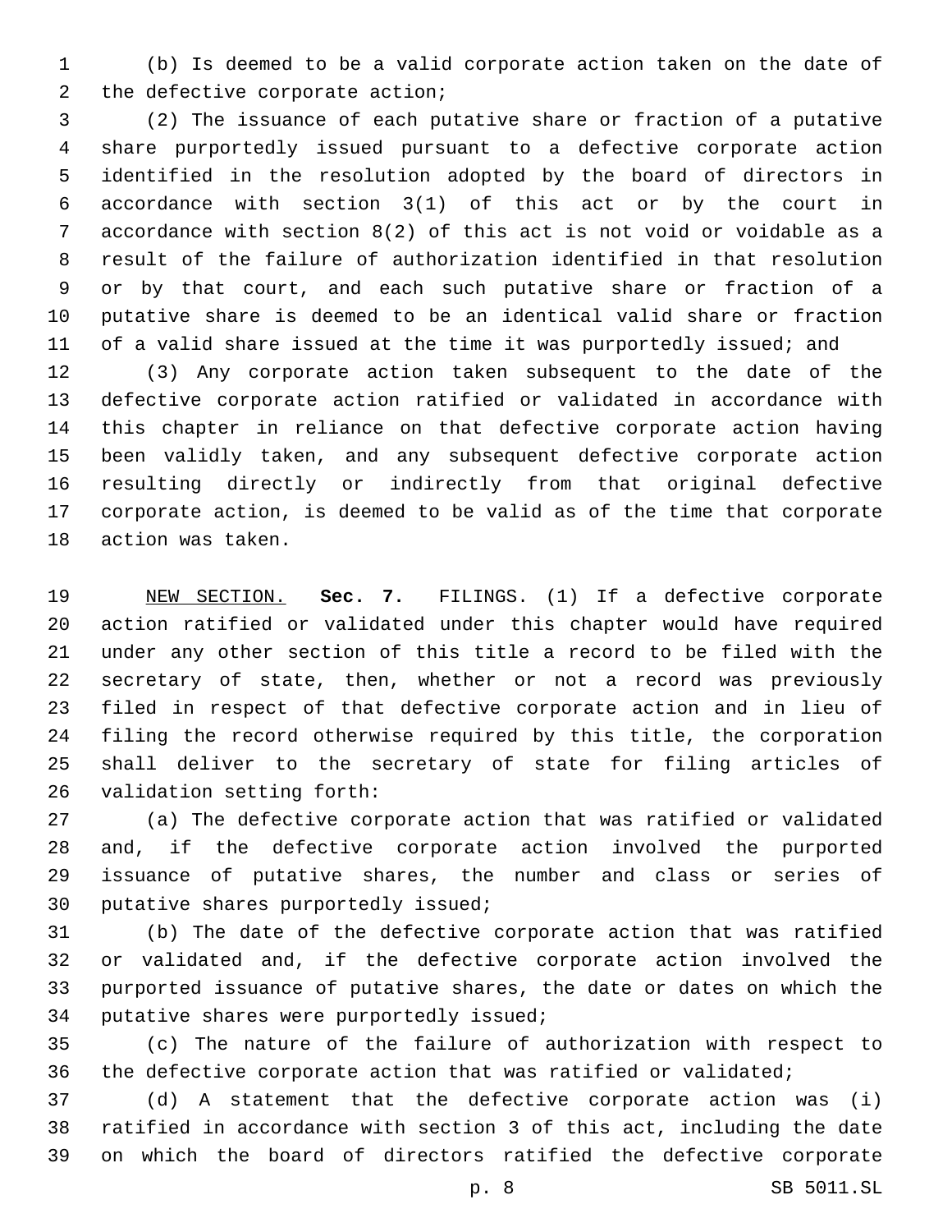(b) Is deemed to be a valid corporate action taken on the date of the defective corporate action;

(2) The issuance of each putative share or fraction of a putative share purportedly issued pursuant to a defective corporate action identified in the resolution adopted by the board of directors in accordance with section 3(1) of this act or by the court in accordance with section 8(2) of this act is not void or voidable as a result of the failure of authorization identified in that resolution or by that court, and each such putative share or fraction of a putative share is deemed to be an identical valid share or fraction of a valid share issued at the time it was purportedly issued; and

(3) Any corporate action taken subsequent to the date of the defective corporate action ratified or validated in accordance with this chapter in reliance on that defective corporate action having been validly taken, and any subsequent defective corporate action resulting directly or indirectly from that original defective corporate action, is deemed to be valid as of the time that corporate action was taken.

NEW SECTION. **Sec. 7.** FILINGS. (1) If a defective corporate action ratified or validated under this chapter would have required under any other section of this title a record to be filed with the secretary of state, then, whether or not a record was previously filed in respect of that defective corporate action and in lieu of filing the record otherwise required by this title, the corporation shall deliver to the secretary of state for filing articles of validation setting forth:

(a) The defective corporate action that was ratified or validated and, if the defective corporate action involved the purported issuance of putative shares, the number and class or series of putative shares purportedly issued;

(b) The date of the defective corporate action that was ratified or validated and, if the defective corporate action involved the purported issuance of putative shares, the date or dates on which the putative shares were purportedly issued;

(c) The nature of the failure of authorization with respect to the defective corporate action that was ratified or validated;

(d) A statement that the defective corporate action was (i) ratified in accordance with section 3 of this act, including the date on which the board of directors ratified the defective corporate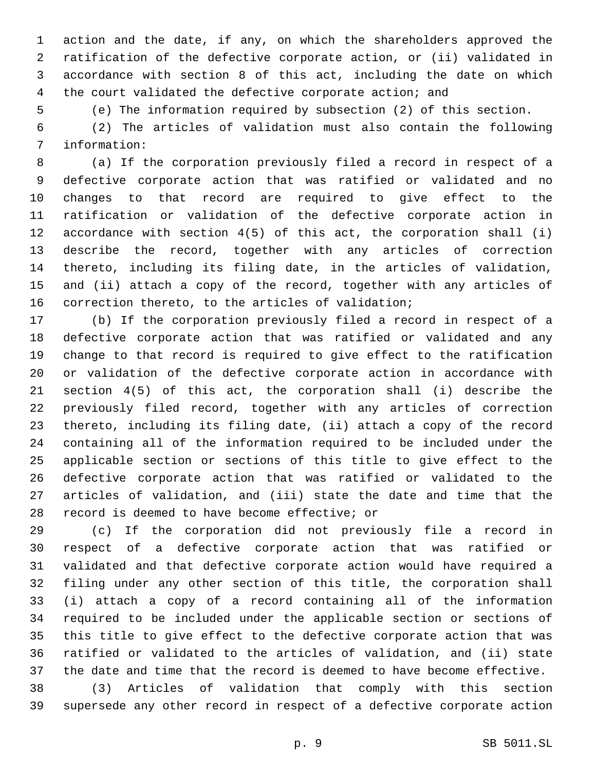action and the date, if any, on which the shareholders approved the ratification of the defective corporate action, or (ii) validated in accordance with section 8 of this act, including the date on which the court validated the defective corporate action; and

(e) The information required by subsection (2) of this section.

(2) The articles of validation must also contain the following information:

(a) If the corporation previously filed a record in respect of a defective corporate action that was ratified or validated and no changes to that record are required to give effect to the ratification or validation of the defective corporate action in accordance with section 4(5) of this act, the corporation shall (i) describe the record, together with any articles of correction thereto, including its filing date, in the articles of validation, and (ii) attach a copy of the record, together with any articles of correction thereto, to the articles of validation;

(b) If the corporation previously filed a record in respect of a defective corporate action that was ratified or validated and any change to that record is required to give effect to the ratification or validation of the defective corporate action in accordance with section 4(5) of this act, the corporation shall (i) describe the previously filed record, together with any articles of correction thereto, including its filing date, (ii) attach a copy of the record containing all of the information required to be included under the applicable section or sections of this title to give effect to the defective corporate action that was ratified or validated to the articles of validation, and (iii) state the date and time that the record is deemed to have become effective; or

(c) If the corporation did not previously file a record in respect of a defective corporate action that was ratified or validated and that defective corporate action would have required a filing under any other section of this title, the corporation shall (i) attach a copy of a record containing all of the information required to be included under the applicable section or sections of this title to give effect to the defective corporate action that was ratified or validated to the articles of validation, and (ii) state the date and time that the record is deemed to have become effective.

(3) Articles of validation that comply with this section supersede any other record in respect of a defective corporate action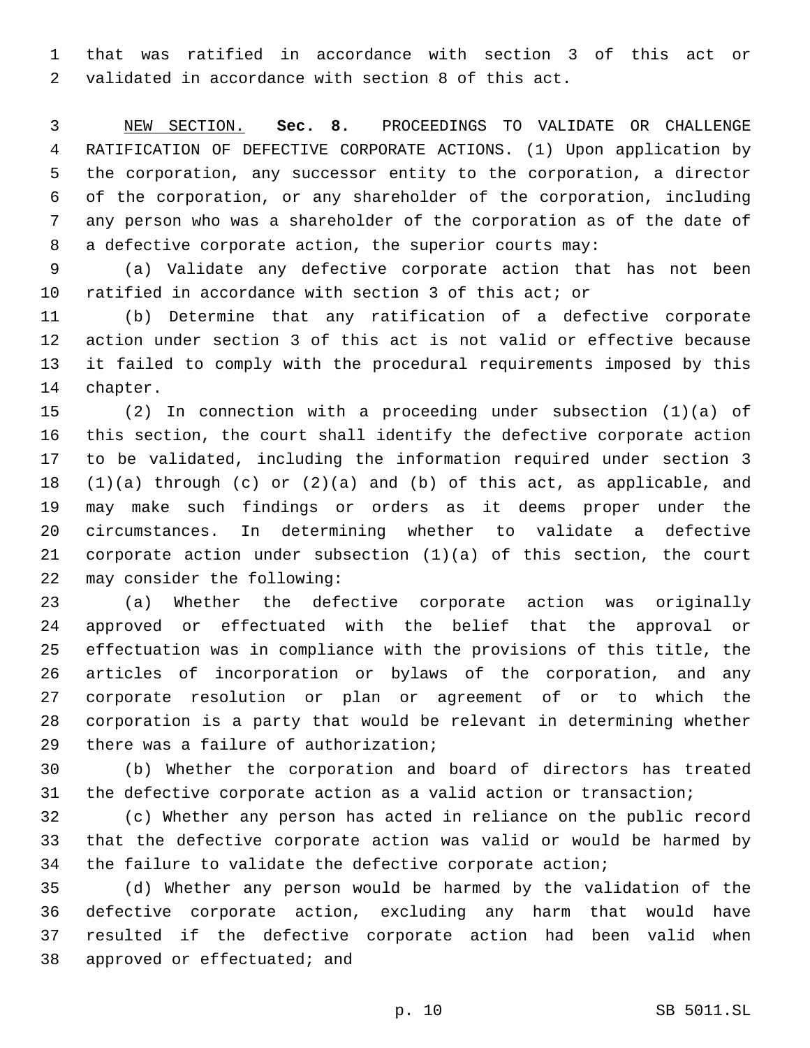that was ratified in accordance with section 3 of this act or validated in accordance with section 8 of this act.

NEW SECTION. **Sec. 8.** PROCEEDINGS TO VALIDATE OR CHALLENGE RATIFICATION OF DEFECTIVE CORPORATE ACTIONS. (1) Upon application by the corporation, any successor entity to the corporation, a director of the corporation, or any shareholder of the corporation, including any person who was a shareholder of the corporation as of the date of a defective corporate action, the superior courts may:

(a) Validate any defective corporate action that has not been ratified in accordance with section 3 of this act; or

(b) Determine that any ratification of a defective corporate action under section 3 of this act is not valid or effective because it failed to comply with the procedural requirements imposed by this chapter.

(2) In connection with a proceeding under subsection (1)(a) of this section, the court shall identify the defective corporate action to be validated, including the information required under section 3 (1)(a) through (c) or (2)(a) and (b) of this act, as applicable, and may make such findings or orders as it deems proper under the circumstances. In determining whether to validate a defective corporate action under subsection (1)(a) of this section, the court may consider the following:

(a) Whether the defective corporate action was originally approved or effectuated with the belief that the approval or effectuation was in compliance with the provisions of this title, the articles of incorporation or bylaws of the corporation, and any corporate resolution or plan or agreement of or to which the corporation is a party that would be relevant in determining whether there was a failure of authorization;

(b) Whether the corporation and board of directors has treated the defective corporate action as a valid action or transaction;

(c) Whether any person has acted in reliance on the public record that the defective corporate action was valid or would be harmed by the failure to validate the defective corporate action;

(d) Whether any person would be harmed by the validation of the defective corporate action, excluding any harm that would have resulted if the defective corporate action had been valid when approved or effectuated; and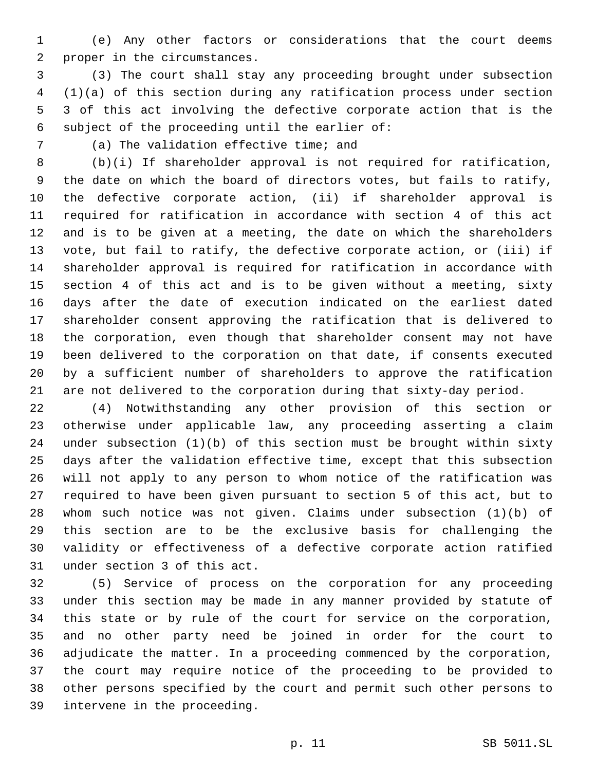(e) Any other factors or considerations that the court deems proper in the circumstances.

(3) The court shall stay any proceeding brought under subsection (1)(a) of this section during any ratification process under section 3 of this act involving the defective corporate action that is the subject of the proceeding until the earlier of:

(a) The validation effective time; and

(b)(i) If shareholder approval is not required for ratification, the date on which the board of directors votes, but fails to ratify, the defective corporate action, (ii) if shareholder approval is required for ratification in accordance with section 4 of this act and is to be given at a meeting, the date on which the shareholders vote, but fail to ratify, the defective corporate action, or (iii) if shareholder approval is required for ratification in accordance with section 4 of this act and is to be given without a meeting, sixty days after the date of execution indicated on the earliest dated shareholder consent approving the ratification that is delivered to the corporation, even though that shareholder consent may not have been delivered to the corporation on that date, if consents executed by a sufficient number of shareholders to approve the ratification are not delivered to the corporation during that sixty-day period.

(4) Notwithstanding any other provision of this section or otherwise under applicable law, any proceeding asserting a claim under subsection (1)(b) of this section must be brought within sixty days after the validation effective time, except that this subsection will not apply to any person to whom notice of the ratification was required to have been given pursuant to section 5 of this act, but to whom such notice was not given. Claims under subsection (1)(b) of this section are to be the exclusive basis for challenging the validity or effectiveness of a defective corporate action ratified under section 3 of this act.

(5) Service of process on the corporation for any proceeding under this section may be made in any manner provided by statute of this state or by rule of the court for service on the corporation, and no other party need be joined in order for the court to adjudicate the matter. In a proceeding commenced by the corporation, the court may require notice of the proceeding to be provided to other persons specified by the court and permit such other persons to intervene in the proceeding.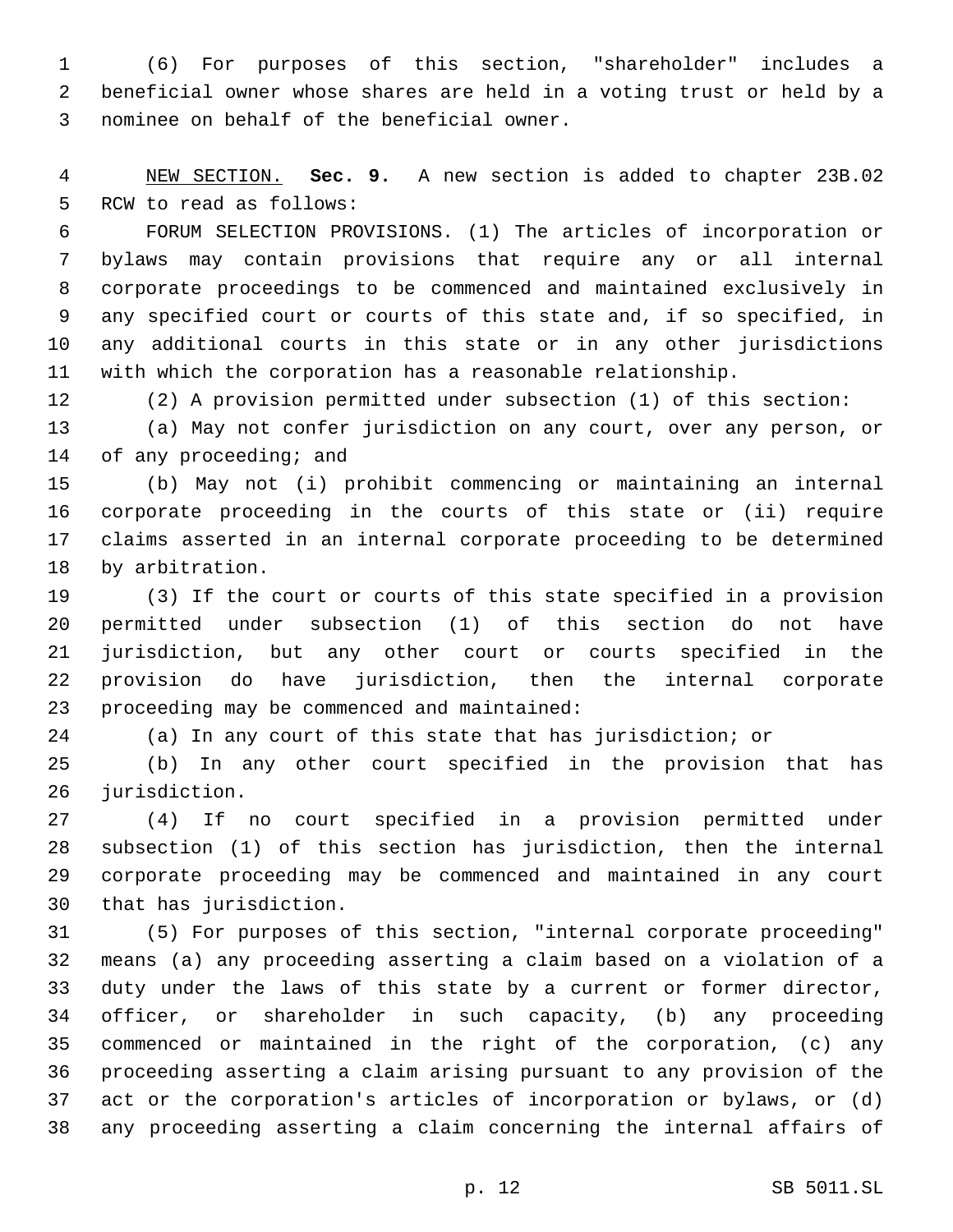(6) For purposes of this section, "shareholder" includes a beneficial owner whose shares are held in a voting trust or held by a nominee on behalf of the beneficial owner.

NEW SECTION. **Sec. 9.** A new section is added to chapter 23B.02 RCW to read as follows:

FORUM SELECTION PROVISIONS. (1) The articles of incorporation or bylaws may contain provisions that require any or all internal corporate proceedings to be commenced and maintained exclusively in any specified court or courts of this state and, if so specified, in any additional courts in this state or in any other jurisdictions with which the corporation has a reasonable relationship.

(2) A provision permitted under subsection (1) of this section:

(a) May not confer jurisdiction on any court, over any person, or of any proceeding; and

(b) May not (i) prohibit commencing or maintaining an internal corporate proceeding in the courts of this state or (ii) require claims asserted in an internal corporate proceeding to be determined by arbitration.

(3) If the court or courts of this state specified in a provision permitted under subsection (1) of this section do not have jurisdiction, but any other court or courts specified in the provision do have jurisdiction, then the internal corporate proceeding may be commenced and maintained:

(a) In any court of this state that has jurisdiction; or

(b) In any other court specified in the provision that has jurisdiction.

(4) If no court specified in a provision permitted under subsection (1) of this section has jurisdiction, then the internal corporate proceeding may be commenced and maintained in any court that has jurisdiction.

(5) For purposes of this section, "internal corporate proceeding" means (a) any proceeding asserting a claim based on a violation of a duty under the laws of this state by a current or former director, officer, or shareholder in such capacity, (b) any proceeding commenced or maintained in the right of the corporation, (c) any proceeding asserting a claim arising pursuant to any provision of the act or the corporation's articles of incorporation or bylaws, or (d) any proceeding asserting a claim concerning the internal affairs of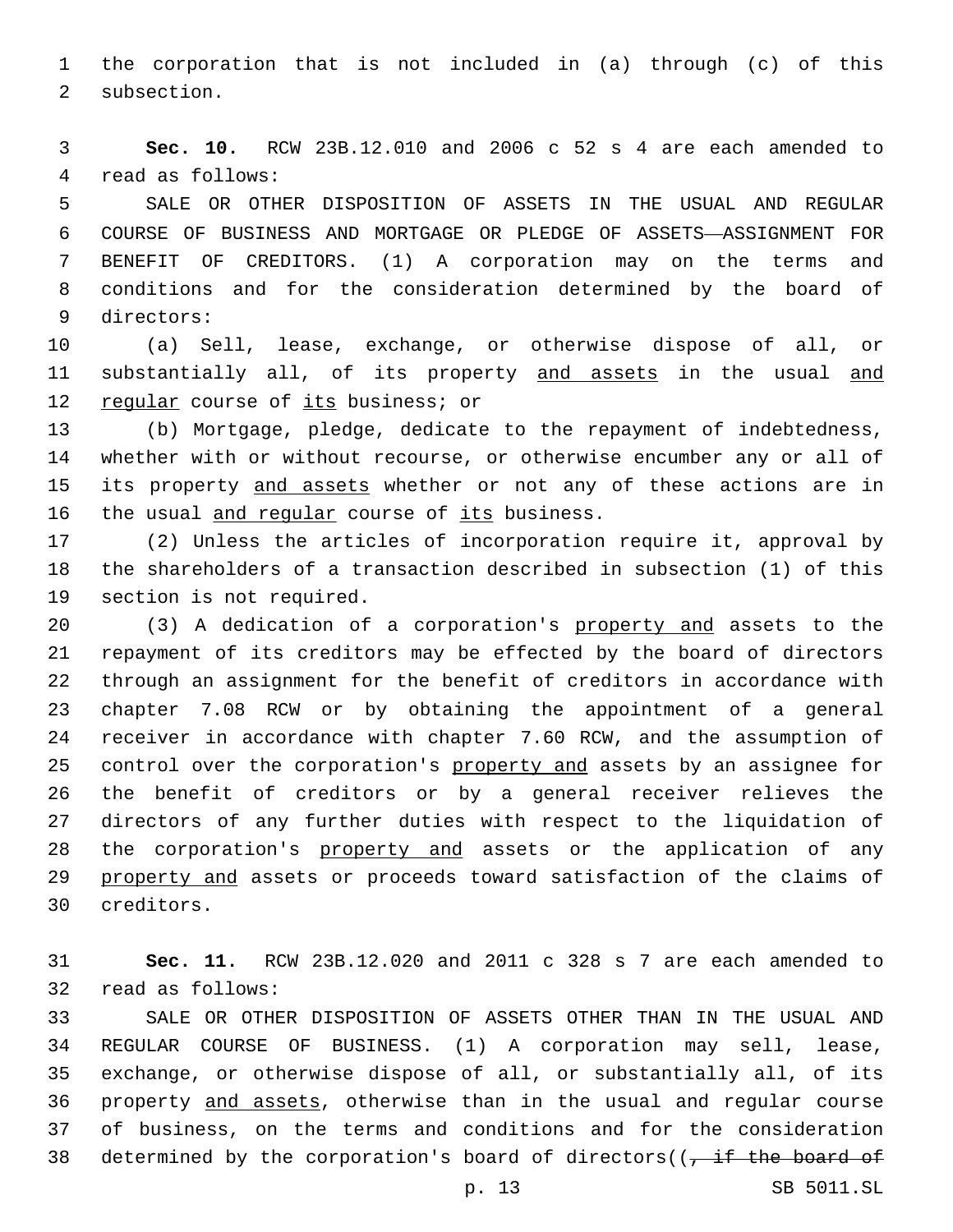the corporation that is not included in (a) through (c) of this subsection.

**Sec. 10.** RCW 23B.12.010 and 2006 c 52 s 4 are each amended to read as follows:

SALE OR OTHER DISPOSITION OF ASSETS IN THE USUAL AND REGULAR COURSE OF BUSINESS AND MORTGAGE OR PLEDGE OF ASSETS—ASSIGNMENT FOR BENEFIT OF CREDITORS. (1) A corporation may on the terms and conditions and for the consideration determined by the board of directors:

(a) Sell, lease, exchange, or otherwise dispose of all, or substantially all, of its property <u>and assets</u> in the usual <u>and regular</u> course of <u>its</u> business; or

(b) Mortgage, pledge, dedicate to the repayment of indebtedness, whether with or without recourse, or otherwise encumber any or all of its property <u>and assets</u> whether or not any of these actions are in the usual <u>and regular</u> course of <u>its</u> business.

(2) Unless the articles of incorporation require it, approval by the shareholders of a transaction described in subsection (1) of this section is not required.

(3) A dedication of a corporation's <u>property and</u> assets to the repayment of its creditors may be effected by the board of directors through an assignment for the benefit of creditors in accordance with chapter 7.08 RCW or by obtaining the appointment of a general receiver in accordance with chapter 7.60 RCW, and the assumption of control over the corporation's <u>property and</u> assets by an assignee for the benefit of creditors or by a general receiver relieves the directors of any further duties with respect to the liquidation of the corporation's <u>property and</u> assets or the application of any <u>property and</u> assets or proceeds toward satisfaction of the claims of creditors.

**Sec. 11.** RCW 23B.12.020 and 2011 c 328 s 7 are each amended to read as follows:

SALE OR OTHER DISPOSITION OF ASSETS OTHER THAN IN THE USUAL AND REGULAR COURSE OF BUSINESS. (1) A corporation may sell, lease, exchange, or otherwise dispose of all, or substantially all, of its property <u>and assets</u>, otherwise than in the usual and regular course of business, on the terms and conditions and for the consideration determined by the corporation's board of directors((~~, if the board of~~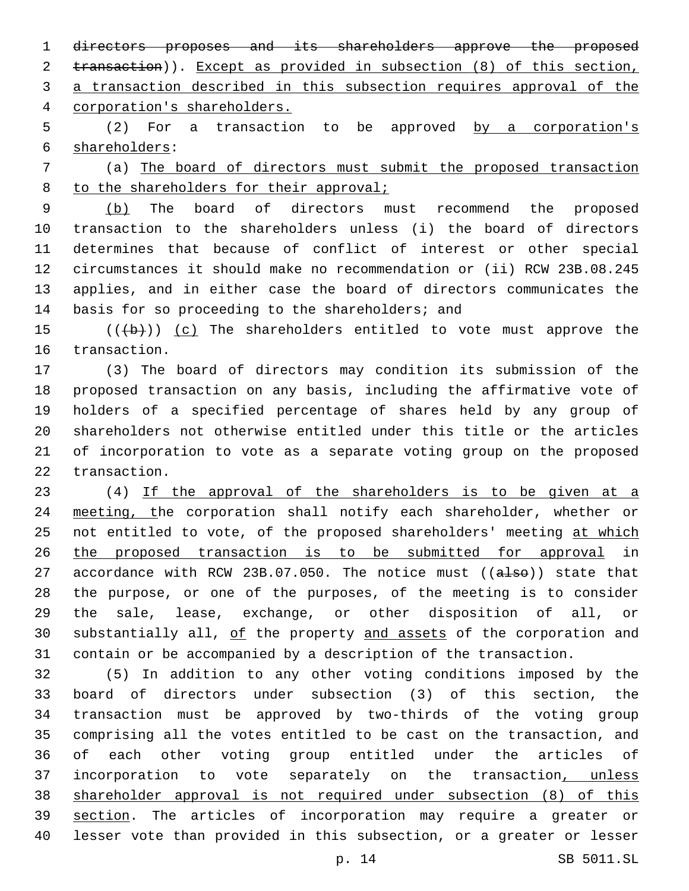~~directors proposes and its shareholders approve the proposed transaction~~)). Except as provided in subsection (8) of this section, a transaction described in this subsection requires approval of the corporation's shareholders.

(2) For a transaction to be approved by a corporation's shareholders:

(a) The board of directors must submit the proposed transaction to the shareholders for their approval;

(b) The board of directors must recommend the proposed transaction to the shareholders unless (i) the board of directors determines that because of conflict of interest or other special circumstances it should make no recommendation or (ii) RCW 23B.08.245 applies, and in either case the board of directors communicates the basis for so proceeding to the shareholders; and

((~~(b)~~)) (c) The shareholders entitled to vote must approve the transaction.

(3) The board of directors may condition its submission of the proposed transaction on any basis, including the affirmative vote of holders of a specified percentage of shares held by any group of shareholders not otherwise entitled under this title or the articles of incorporation to vote as a separate voting group on the proposed transaction.

(4) If the approval of the shareholders is to be given at a meeting, the corporation shall notify each shareholder, whether or not entitled to vote, of the proposed shareholders' meeting at which the proposed transaction is to be submitted for approval in accordance with RCW 23B.07.050. The notice must ((~~also~~)) state that the purpose, or one of the purposes, of the meeting is to consider the sale, lease, exchange, or other disposition of all, or substantially all, of the property and assets of the corporation and contain or be accompanied by a description of the transaction.

(5) In addition to any other voting conditions imposed by the board of directors under subsection (3) of this section, the transaction must be approved by two-thirds of the voting group comprising all the votes entitled to be cast on the transaction, and of each other voting group entitled under the articles of incorporation to vote separately on the transaction, unless shareholder approval is not required under subsection (8) of this section. The articles of incorporation may require a greater or lesser vote than provided in this subsection, or a greater or lesser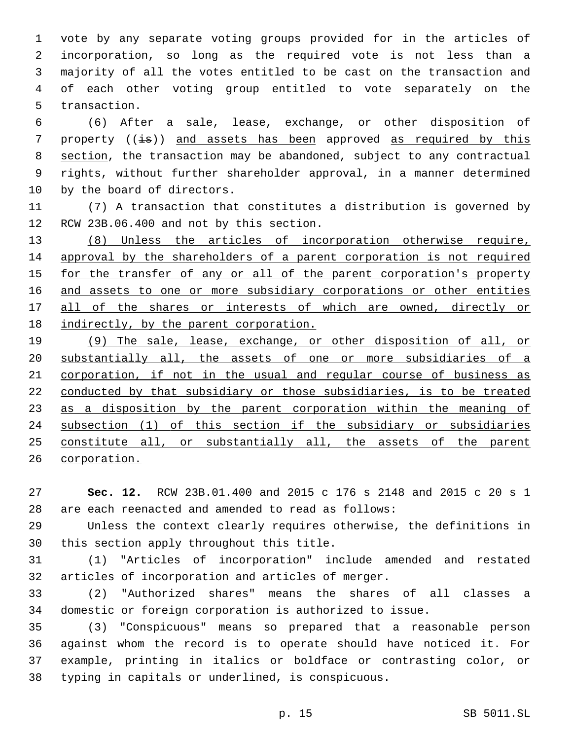vote by any separate voting groups provided for in the articles of incorporation, so long as the required vote is not less than a majority of all the votes entitled to be cast on the transaction and of each other voting group entitled to vote separately on the transaction.

(6) After a sale, lease, exchange, or other disposition of property ((~~is~~)) <u>and assets has been</u> approved <u>as required by this section</u>, the transaction may be abandoned, subject to any contractual rights, without further shareholder approval, in a manner determined by the board of directors.

(7) A transaction that constitutes a distribution is governed by RCW 23B.06.400 and not by this section.

<u>(8) Unless the articles of incorporation otherwise require, approval by the shareholders of a parent corporation is not required for the transfer of any or all of the parent corporation's property and assets to one or more subsidiary corporations or other entities all of the shares or interests of which are owned, directly or indirectly, by the parent corporation.</u>

<u>(9) The sale, lease, exchange, or other disposition of all, or substantially all, the assets of one or more subsidiaries of a corporation, if not in the usual and regular course of business as conducted by that subsidiary or those subsidiaries, is to be treated as a disposition by the parent corporation within the meaning of subsection (1) of this section if the subsidiary or subsidiaries constitute all, or substantially all, the assets of the parent corporation.</u>

**Sec. 12.** RCW 23B.01.400 and 2015 c 176 s 2148 and 2015 c 20 s 1 are each reenacted and amended to read as follows:

Unless the context clearly requires otherwise, the definitions in this section apply throughout this title.

(1) "Articles of incorporation" include amended and restated articles of incorporation and articles of merger.

(2) "Authorized shares" means the shares of all classes a domestic or foreign corporation is authorized to issue.

(3) "Conspicuous" means so prepared that a reasonable person against whom the record is to operate should have noticed it. For example, printing in italics or boldface or contrasting color, or typing in capitals or underlined, is conspicuous.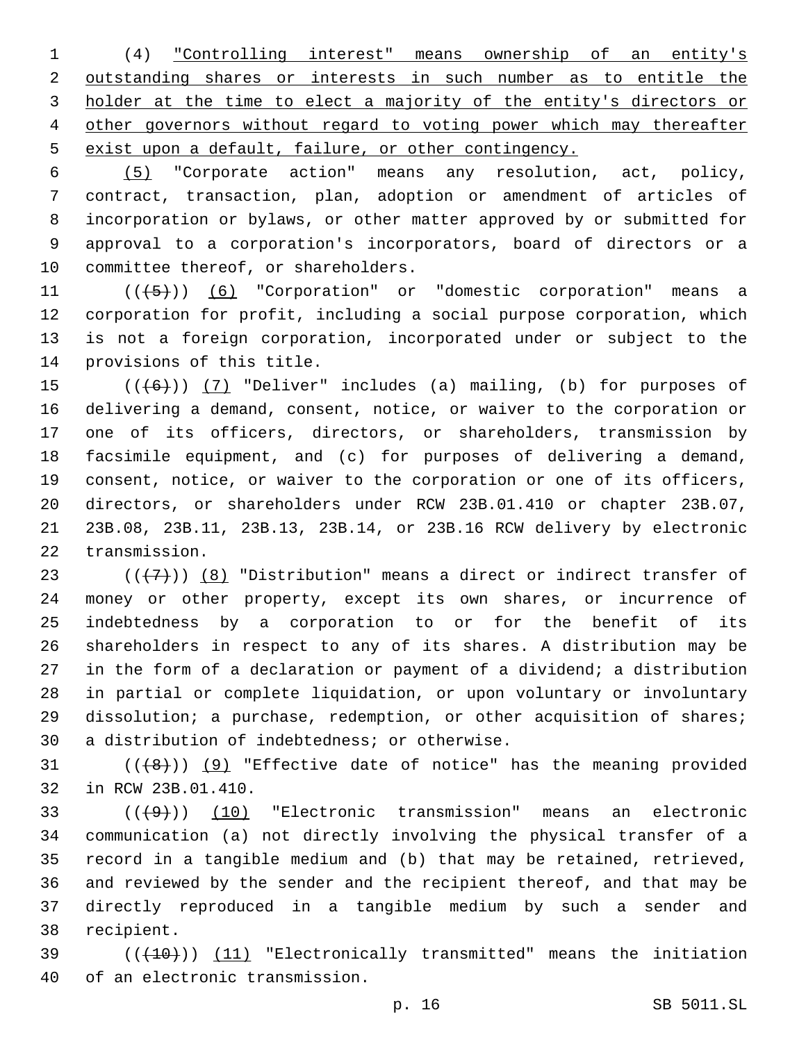(4) "Controlling interest" means ownership of an entity's outstanding shares or interests in such number as to entitle the holder at the time to elect a majority of the entity's directors or other governors without regard to voting power which may thereafter exist upon a default, failure, or other contingency.

(5) "Corporate action" means any resolution, act, policy, contract, transaction, plan, adoption or amendment of articles of incorporation or bylaws, or other matter approved by or submitted for approval to a corporation's incorporators, board of directors or a committee thereof, or shareholders.

((~~(5)~~)) (6) "Corporation" or "domestic corporation" means a corporation for profit, including a social purpose corporation, which is not a foreign corporation, incorporated under or subject to the provisions of this title.

((~~(6)~~)) (7) "Deliver" includes (a) mailing, (b) for purposes of delivering a demand, consent, notice, or waiver to the corporation or one of its officers, directors, or shareholders, transmission by facsimile equipment, and (c) for purposes of delivering a demand, consent, notice, or waiver to the corporation or one of its officers, directors, or shareholders under RCW 23B.01.410 or chapter 23B.07, 23B.08, 23B.11, 23B.13, 23B.14, or 23B.16 RCW delivery by electronic transmission.

((~~(7)~~)) (8) "Distribution" means a direct or indirect transfer of money or other property, except its own shares, or incurrence of indebtedness by a corporation to or for the benefit of its shareholders in respect to any of its shares. A distribution may be in the form of a declaration or payment of a dividend; a distribution in partial or complete liquidation, or upon voluntary or involuntary dissolution; a purchase, redemption, or other acquisition of shares; a distribution of indebtedness; or otherwise.

((~~(8)~~)) (9) "Effective date of notice" has the meaning provided in RCW 23B.01.410.

((~~(9)~~)) (10) "Electronic transmission" means an electronic communication (a) not directly involving the physical transfer of a record in a tangible medium and (b) that may be retained, retrieved, and reviewed by the sender and the recipient thereof, and that may be directly reproduced in a tangible medium by such a sender and recipient.

((~~(10)~~)) (11) "Electronically transmitted" means the initiation of an electronic transmission.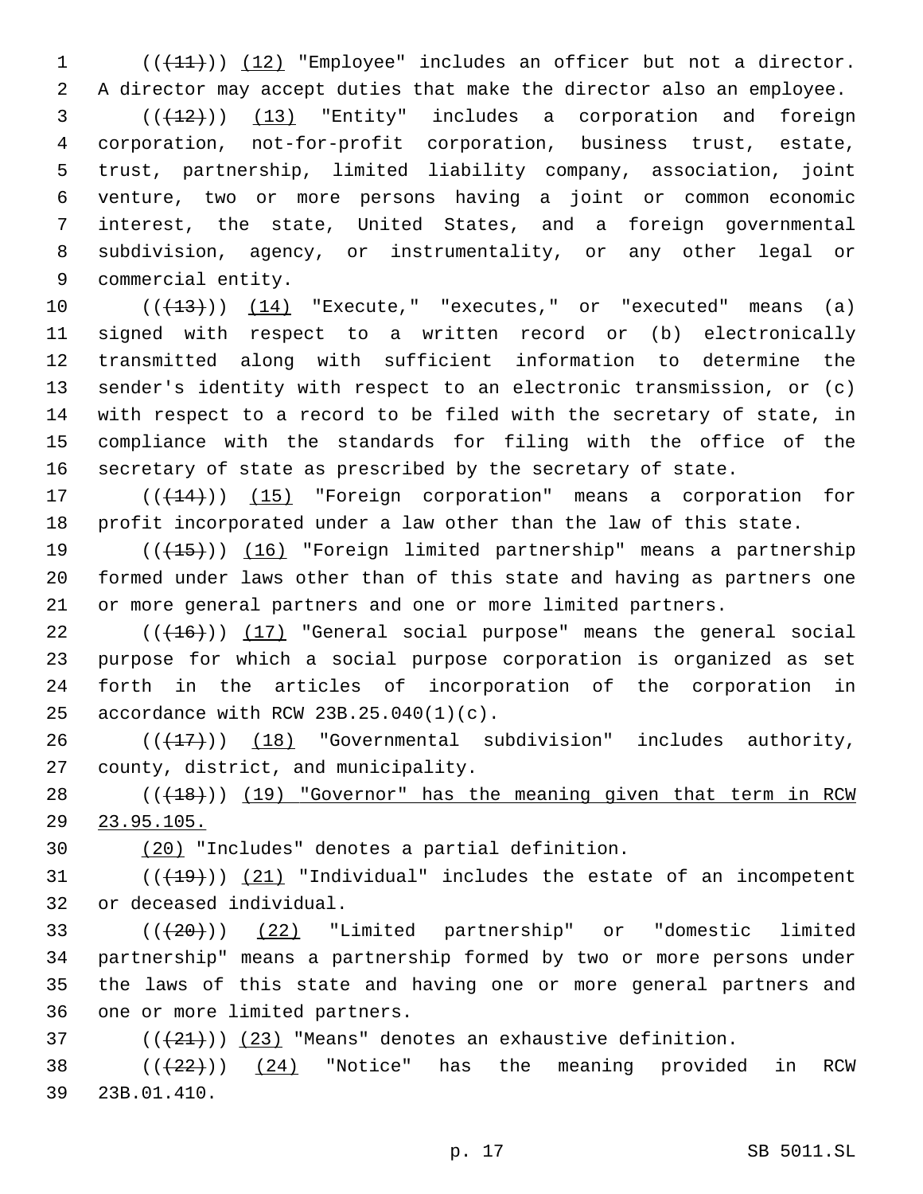((~~(11)~~)) (12) "Employee" includes an officer but not a director. A director may accept duties that make the director also an employee.

((~~(12)~~)) (13) "Entity" includes a corporation and foreign corporation, not-for-profit corporation, business trust, estate, trust, partnership, limited liability company, association, joint venture, two or more persons having a joint or common economic interest, the state, United States, and a foreign governmental subdivision, agency, or instrumentality, or any other legal or commercial entity.

((~~(13)~~)) (14) "Execute," "executes," or "executed" means (a) signed with respect to a written record or (b) electronically transmitted along with sufficient information to determine the sender's identity with respect to an electronic transmission, or (c) with respect to a record to be filed with the secretary of state, in compliance with the standards for filing with the office of the secretary of state as prescribed by the secretary of state.

((~~(14)~~)) (15) "Foreign corporation" means a corporation for profit incorporated under a law other than the law of this state.

((~~(15)~~)) (16) "Foreign limited partnership" means a partnership formed under laws other than of this state and having as partners one or more general partners and one or more limited partners.

((~~(16)~~)) (17) "General social purpose" means the general social purpose for which a social purpose corporation is organized as set forth in the articles of incorporation of the corporation in accordance with RCW 23B.25.040(1)(c).

((~~(17)~~)) (18) "Governmental subdivision" includes authority, county, district, and municipality.

((~~(18)~~)) (19) "Governor" has the meaning given that term in RCW 23.95.105.

(20) "Includes" denotes a partial definition.

((~~(19)~~)) (21) "Individual" includes the estate of an incompetent or deceased individual.

((~~(20)~~)) (22) "Limited partnership" or "domestic limited partnership" means a partnership formed by two or more persons under the laws of this state and having one or more general partners and one or more limited partners.

((~~(21)~~)) (23) "Means" denotes an exhaustive definition.

((~~(22)~~)) (24) "Notice" has the meaning provided in RCW 23B.01.410.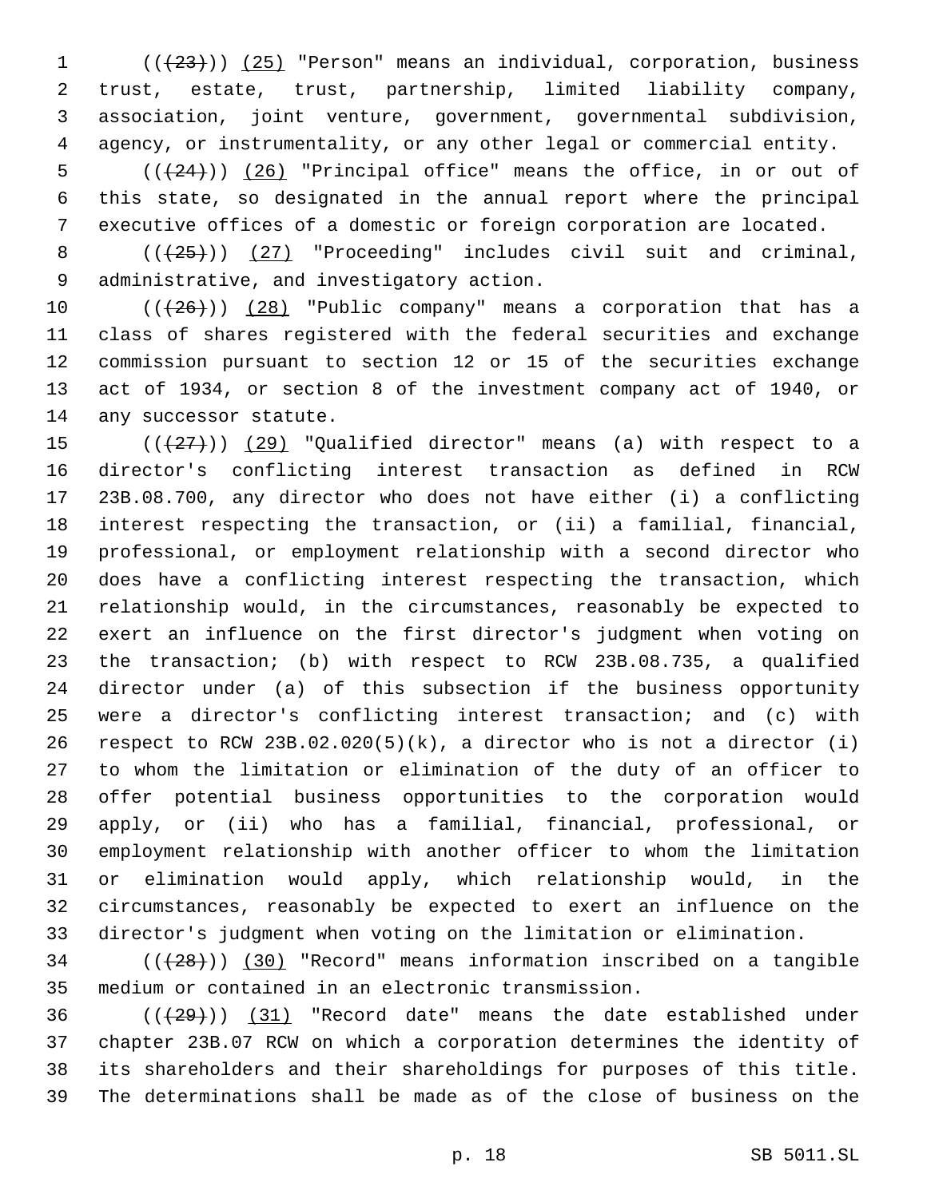(((23))) (25) "Person" means an individual, corporation, business trust, estate, trust, partnership, limited liability company, association, joint venture, government, governmental subdivision, agency, or instrumentality, or any other legal or commercial entity.

(((24))) (26) "Principal office" means the office, in or out of this state, so designated in the annual report where the principal executive offices of a domestic or foreign corporation are located.

(((25))) (27) "Proceeding" includes civil suit and criminal, administrative, and investigatory action.

(((26))) (28) "Public company" means a corporation that has a class of shares registered with the federal securities and exchange commission pursuant to section 12 or 15 of the securities exchange act of 1934, or section 8 of the investment company act of 1940, or any successor statute.

(((27))) (29) "Qualified director" means (a) with respect to a director's conflicting interest transaction as defined in RCW 23B.08.700, any director who does not have either (i) a conflicting interest respecting the transaction, or (ii) a familial, financial, professional, or employment relationship with a second director who does have a conflicting interest respecting the transaction, which relationship would, in the circumstances, reasonably be expected to exert an influence on the first director's judgment when voting on the transaction; (b) with respect to RCW 23B.08.735, a qualified director under (a) of this subsection if the business opportunity were a director's conflicting interest transaction; and (c) with respect to RCW 23B.02.020(5)(k), a director who is not a director (i) to whom the limitation or elimination of the duty of an officer to offer potential business opportunities to the corporation would apply, or (ii) who has a familial, financial, professional, or employment relationship with another officer to whom the limitation or elimination would apply, which relationship would, in the circumstances, reasonably be expected to exert an influence on the director's judgment when voting on the limitation or elimination.

(((28))) (30) "Record" means information inscribed on a tangible medium or contained in an electronic transmission.

(((29))) (31) "Record date" means the date established under chapter 23B.07 RCW on which a corporation determines the identity of its shareholders and their shareholdings for purposes of this title. The determinations shall be made as of the close of business on the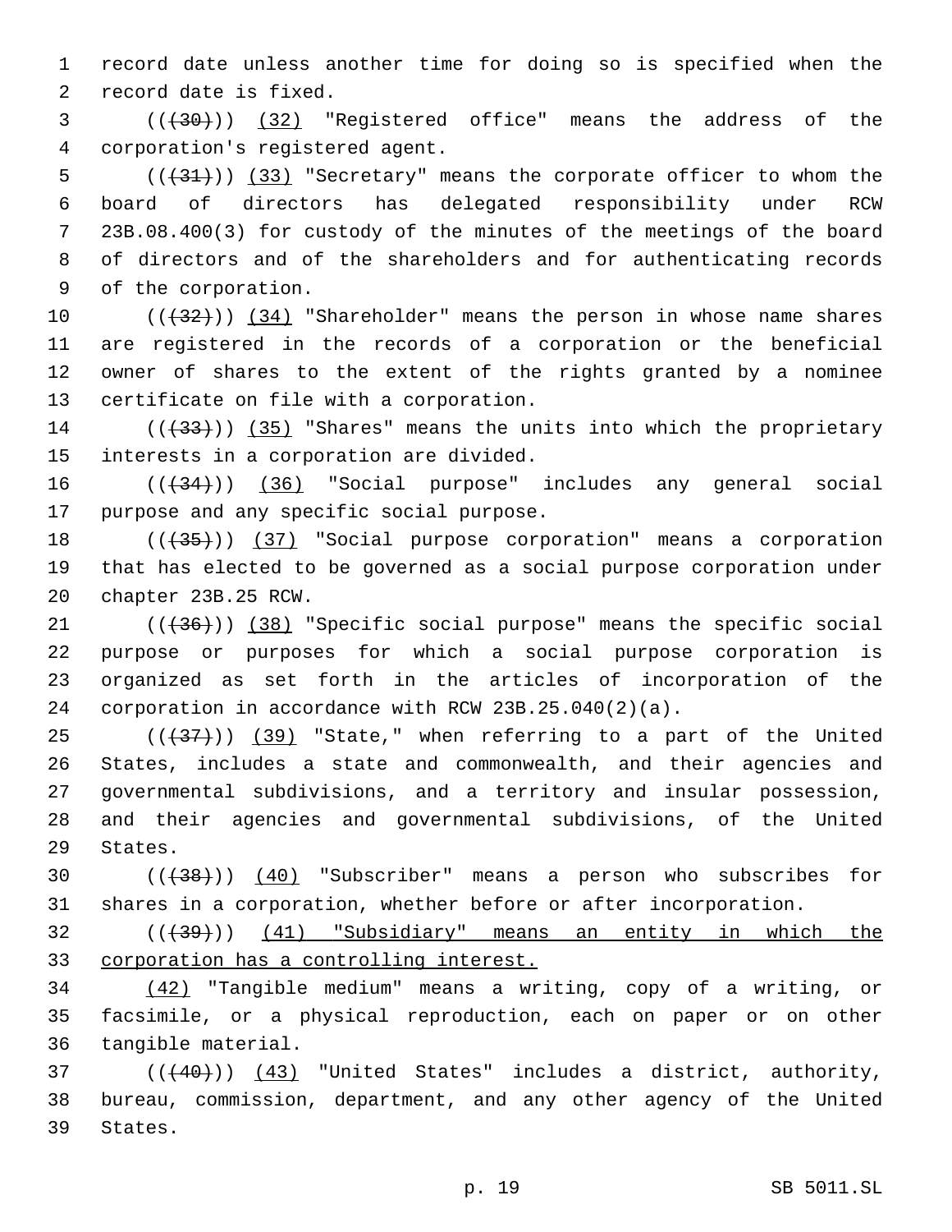record date unless another time for doing so is specified when the record date is fixed.

((~~(30)~~)) (32) "Registered office" means the address of the corporation's registered agent.

((~~(31)~~)) (33) "Secretary" means the corporate officer to whom the board of directors has delegated responsibility under RCW 23B.08.400(3) for custody of the minutes of the meetings of the board of directors and of the shareholders and for authenticating records of the corporation.

((~~(32)~~)) (34) "Shareholder" means the person in whose name shares are registered in the records of a corporation or the beneficial owner of shares to the extent of the rights granted by a nominee certificate on file with a corporation.

((~~(33)~~)) (35) "Shares" means the units into which the proprietary interests in a corporation are divided.

((~~(34)~~)) (36) "Social purpose" includes any general social purpose and any specific social purpose.

((~~(35)~~)) (37) "Social purpose corporation" means a corporation that has elected to be governed as a social purpose corporation under chapter 23B.25 RCW.

((~~(36)~~)) (38) "Specific social purpose" means the specific social purpose or purposes for which a social purpose corporation is organized as set forth in the articles of incorporation of the corporation in accordance with RCW 23B.25.040(2)(a).

((~~(37)~~)) (39) "State," when referring to a part of the United States, includes a state and commonwealth, and their agencies and governmental subdivisions, and a territory and insular possession, and their agencies and governmental subdivisions, of the United States.

((~~(38)~~)) (40) "Subscriber" means a person who subscribes for shares in a corporation, whether before or after incorporation.

((~~(39)~~)) (41) "Subsidiary" means an entity in which the corporation has a controlling interest.

(42) "Tangible medium" means a writing, copy of a writing, or facsimile, or a physical reproduction, each on paper or on other tangible material.

((~~(40)~~)) (43) "United States" includes a district, authority, bureau, commission, department, and any other agency of the United States.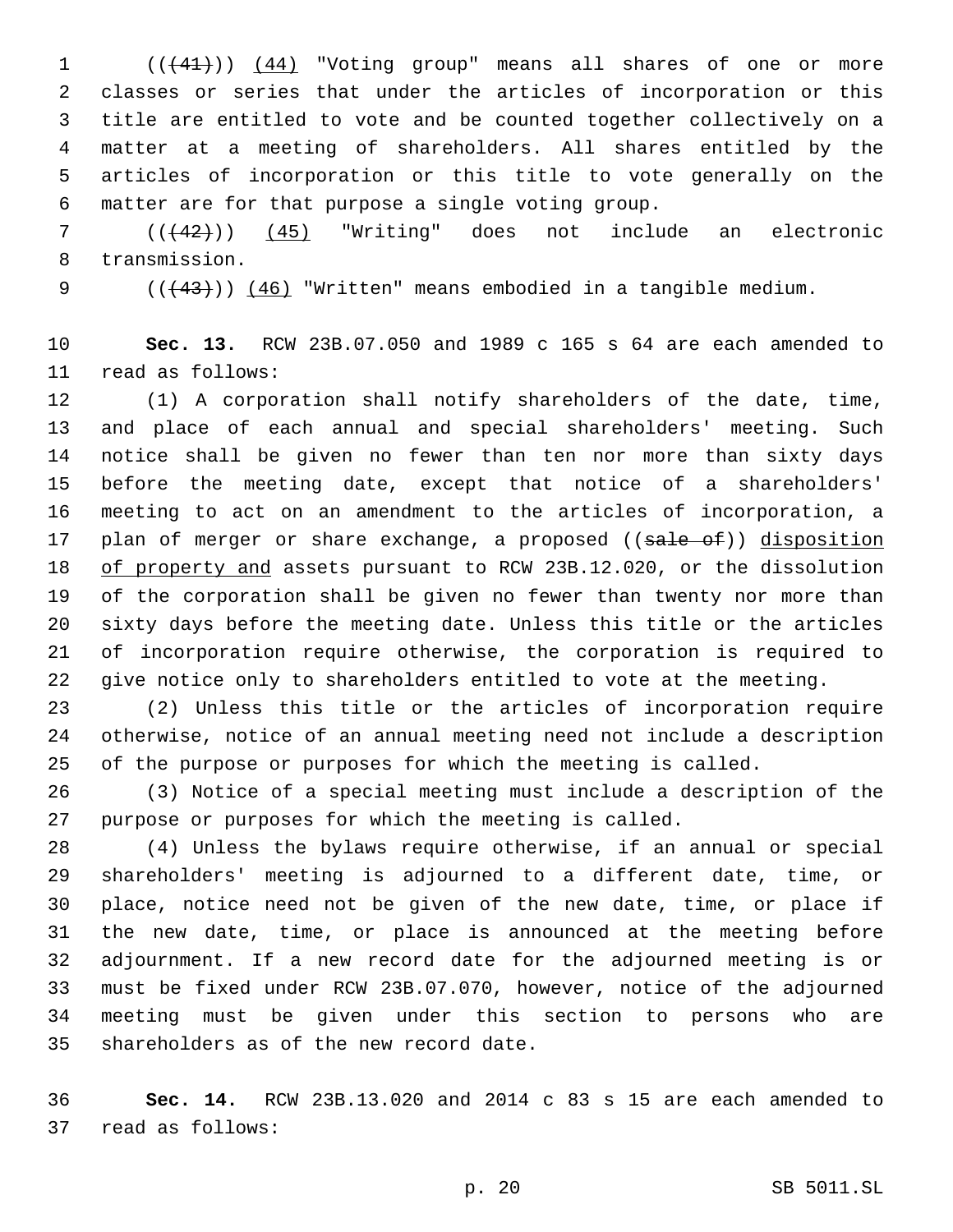((~~(41)~~)) <u>(44)</u> "Voting group" means all shares of one or more classes or series that under the articles of incorporation or this title are entitled to vote and be counted together collectively on a matter at a meeting of shareholders. All shares entitled by the articles of incorporation or this title to vote generally on the matter are for that purpose a single voting group.

((~~(42)~~)) <u>(45)</u> "Writing" does not include an electronic transmission.

((~~(43)~~)) <u>(46)</u> "Written" means embodied in a tangible medium.

**Sec. 13.** RCW 23B.07.050 and 1989 c 165 s 64 are each amended to read as follows:

(1) A corporation shall notify shareholders of the date, time, and place of each annual and special shareholders' meeting. Such notice shall be given no fewer than ten nor more than sixty days before the meeting date, except that notice of a shareholders' meeting to act on an amendment to the articles of incorporation, a plan of merger or share exchange, a proposed ((~~sale of~~)) <u>disposition of property and</u> assets pursuant to RCW 23B.12.020, or the dissolution of the corporation shall be given no fewer than twenty nor more than sixty days before the meeting date. Unless this title or the articles of incorporation require otherwise, the corporation is required to give notice only to shareholders entitled to vote at the meeting.

(2) Unless this title or the articles of incorporation require otherwise, notice of an annual meeting need not include a description of the purpose or purposes for which the meeting is called.

(3) Notice of a special meeting must include a description of the purpose or purposes for which the meeting is called.

(4) Unless the bylaws require otherwise, if an annual or special shareholders' meeting is adjourned to a different date, time, or place, notice need not be given of the new date, time, or place if the new date, time, or place is announced at the meeting before adjournment. If a new record date for the adjourned meeting is or must be fixed under RCW 23B.07.070, however, notice of the adjourned meeting must be given under this section to persons who are shareholders as of the new record date.

**Sec. 14.** RCW 23B.13.020 and 2014 c 83 s 15 are each amended to read as follows: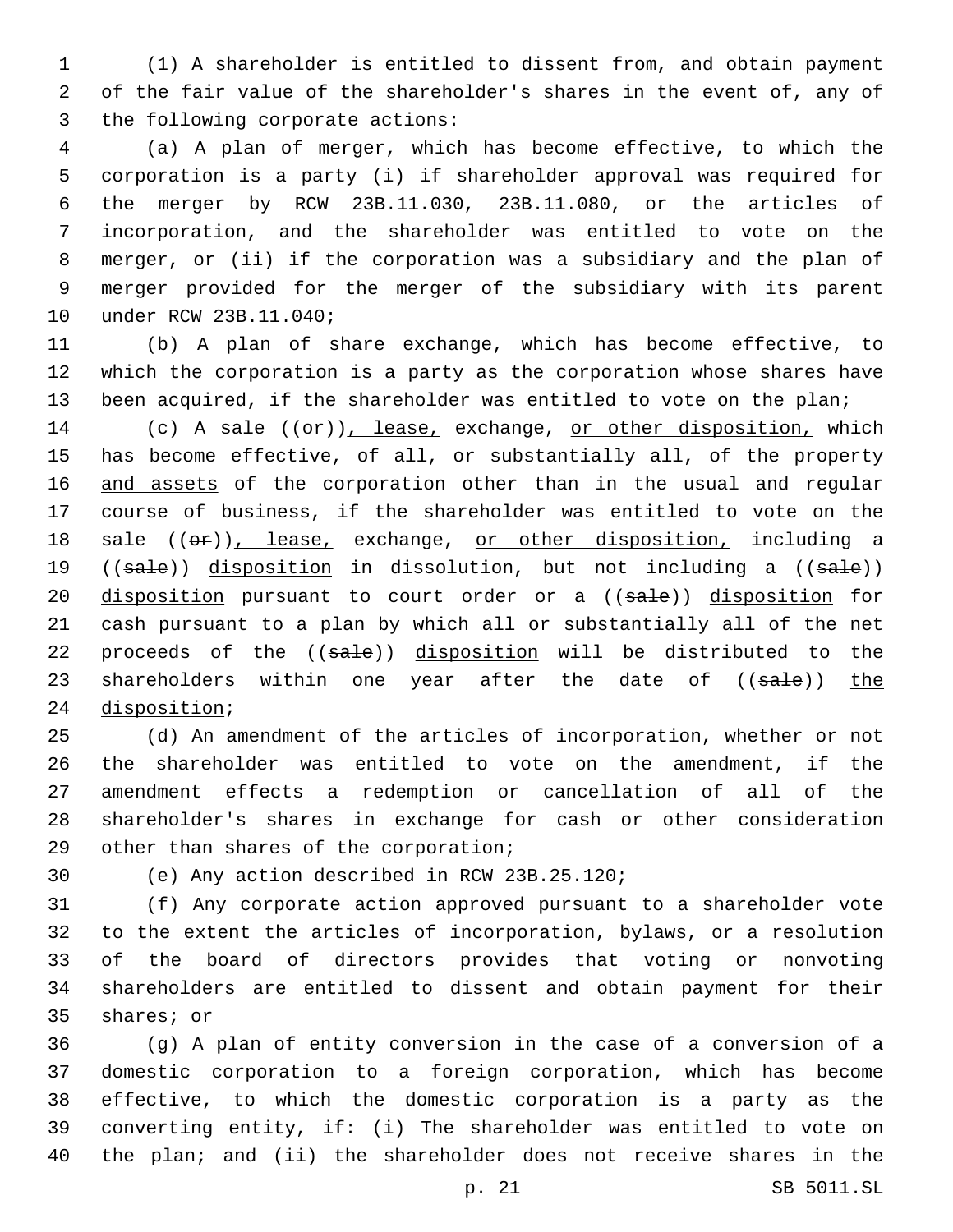(1) A shareholder is entitled to dissent from, and obtain payment of the fair value of the shareholder's shares in the event of, any of the following corporate actions:

(a) A plan of merger, which has become effective, to which the corporation is a party (i) if shareholder approval was required for the merger by RCW 23B.11.030, 23B.11.080, or the articles of incorporation, and the shareholder was entitled to vote on the merger, or (ii) if the corporation was a subsidiary and the plan of merger provided for the merger of the subsidiary with its parent under RCW 23B.11.040;

(b) A plan of share exchange, which has become effective, to which the corporation is a party as the corporation whose shares have been acquired, if the shareholder was entitled to vote on the plan;

(c) A sale ((~~or~~)), lease, exchange, or other disposition, which has become effective, of all, or substantially all, of the property and assets of the corporation other than in the usual and regular course of business, if the shareholder was entitled to vote on the sale ((~~or~~)), lease, exchange, or other disposition, including a ((~~sale~~)) disposition in dissolution, but not including a ((~~sale~~)) disposition pursuant to court order or a ((~~sale~~)) disposition for cash pursuant to a plan by which all or substantially all of the net proceeds of the ((~~sale~~)) disposition will be distributed to the shareholders within one year after the date of ((~~sale~~)) the disposition;

(d) An amendment of the articles of incorporation, whether or not the shareholder was entitled to vote on the amendment, if the amendment effects a redemption or cancellation of all of the shareholder's shares in exchange for cash or other consideration other than shares of the corporation;

(e) Any action described in RCW 23B.25.120;

(f) Any corporate action approved pursuant to a shareholder vote to the extent the articles of incorporation, bylaws, or a resolution of the board of directors provides that voting or nonvoting shareholders are entitled to dissent and obtain payment for their shares; or

(g) A plan of entity conversion in the case of a conversion of a domestic corporation to a foreign corporation, which has become effective, to which the domestic corporation is a party as the converting entity, if: (i) The shareholder was entitled to vote on the plan; and (ii) the shareholder does not receive shares in the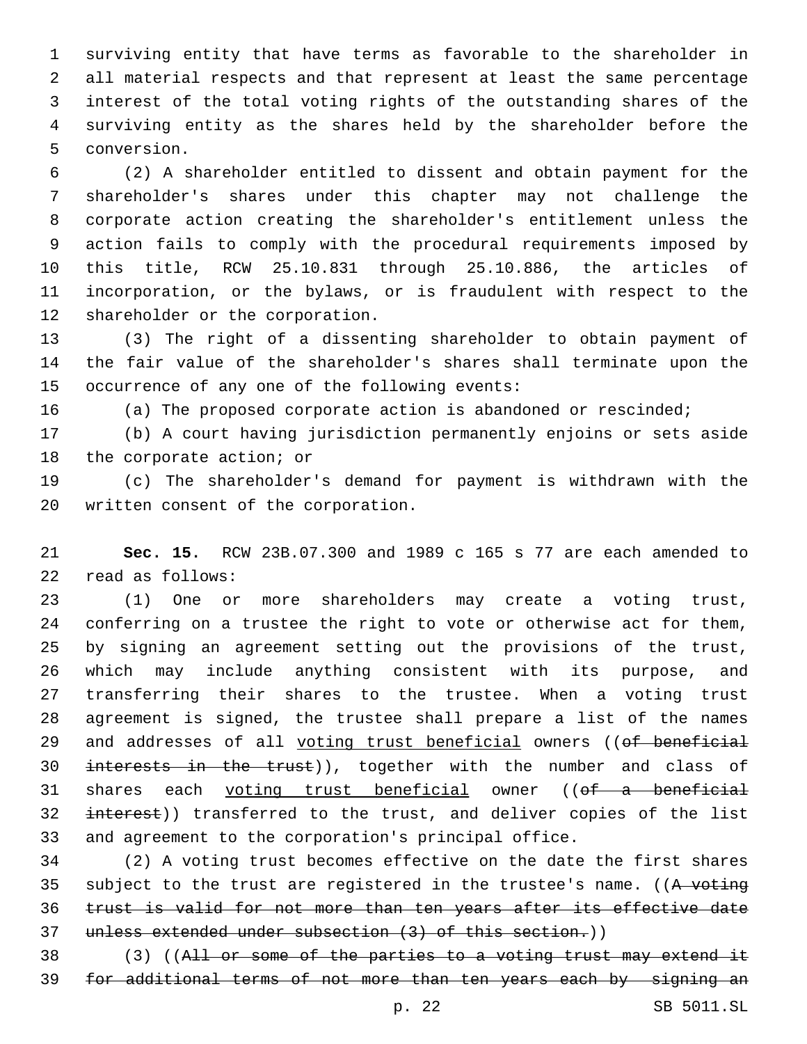surviving entity that have terms as favorable to the shareholder in all material respects and that represent at least the same percentage interest of the total voting rights of the outstanding shares of the surviving entity as the shares held by the shareholder before the conversion.

(2) A shareholder entitled to dissent and obtain payment for the shareholder's shares under this chapter may not challenge the corporate action creating the shareholder's entitlement unless the action fails to comply with the procedural requirements imposed by this title, RCW 25.10.831 through 25.10.886, the articles of incorporation, or the bylaws, or is fraudulent with respect to the shareholder or the corporation.

(3) The right of a dissenting shareholder to obtain payment of the fair value of the shareholder's shares shall terminate upon the occurrence of any one of the following events:

(a) The proposed corporate action is abandoned or rescinded;

(b) A court having jurisdiction permanently enjoins or sets aside the corporate action; or

(c) The shareholder's demand for payment is withdrawn with the written consent of the corporation.

**Sec. 15.** RCW 23B.07.300 and 1989 c 165 s 77 are each amended to read as follows:

(1) One or more shareholders may create a voting trust, conferring on a trustee the right to vote or otherwise act for them, by signing an agreement setting out the provisions of the trust, which may include anything consistent with its purpose, and transferring their shares to the trustee. When a voting trust agreement is signed, the trustee shall prepare a list of the names and addresses of all <u>voting trust beneficial</u> owners ((~~of beneficial interests in the trust~~)), together with the number and class of shares each <u>voting trust beneficial</u> owner ((~~of a beneficial interest~~)) transferred to the trust, and deliver copies of the list and agreement to the corporation's principal office.

(2) A voting trust becomes effective on the date the first shares subject to the trust are registered in the trustee's name. ((~~A voting trust is valid for not more than ten years after its effective date unless extended under subsection (3) of this section.~~))

(3) ((~~All or some of the parties to a voting trust may extend it for additional terms of not more than ten years each by signing an~~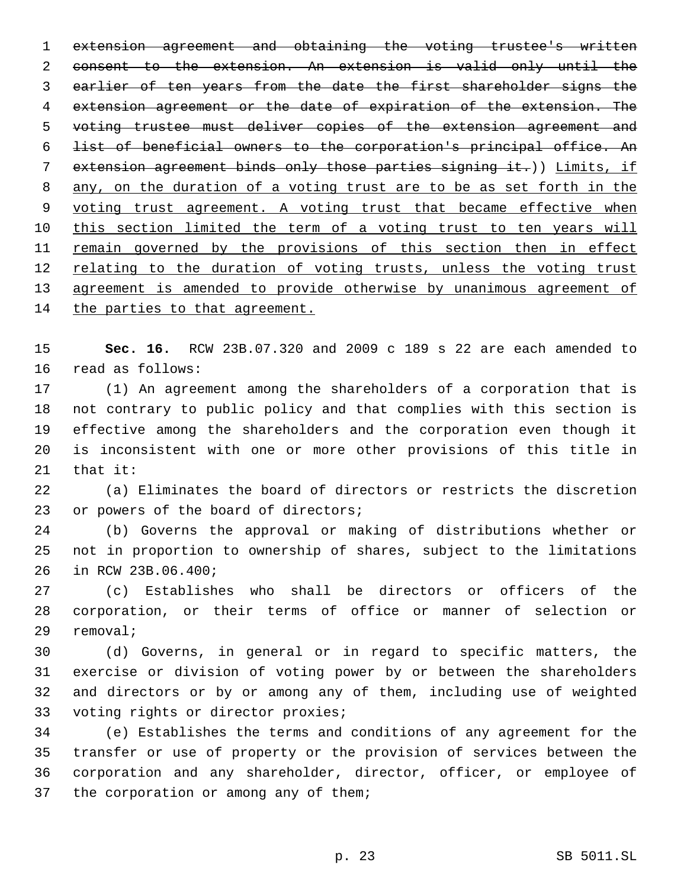~~extension agreement and obtaining the voting trustee's written consent to the extension. An extension is valid only until the earlier of ten years from the date the first shareholder signs the extension agreement or the date of expiration of the extension. The voting trustee must deliver copies of the extension agreement and list of beneficial owners to the corporation's principal office. An extension agreement binds only those parties signing it.~~)) <u>Limits, if any, on the duration of a voting trust are to be as set forth in the voting trust agreement. A voting trust that became effective when this section limited the term of a voting trust to ten years will remain governed by the provisions of this section then in effect relating to the duration of voting trusts, unless the voting trust agreement is amended to provide otherwise by unanimous agreement of the parties to that agreement.</u>

**Sec. 16.** RCW 23B.07.320 and 2009 c 189 s 22 are each amended to read as follows:

(1) An agreement among the shareholders of a corporation that is not contrary to public policy and that complies with this section is effective among the shareholders and the corporation even though it is inconsistent with one or more other provisions of this title in that it:

(a) Eliminates the board of directors or restricts the discretion or powers of the board of directors;

(b) Governs the approval or making of distributions whether or not in proportion to ownership of shares, subject to the limitations in RCW 23B.06.400;

(c) Establishes who shall be directors or officers of the corporation, or their terms of office or manner of selection or removal;

(d) Governs, in general or in regard to specific matters, the exercise or division of voting power by or between the shareholders and directors or by or among any of them, including use of weighted voting rights or director proxies;

(e) Establishes the terms and conditions of any agreement for the transfer or use of property or the provision of services between the corporation and any shareholder, director, officer, or employee of the corporation or among any of them;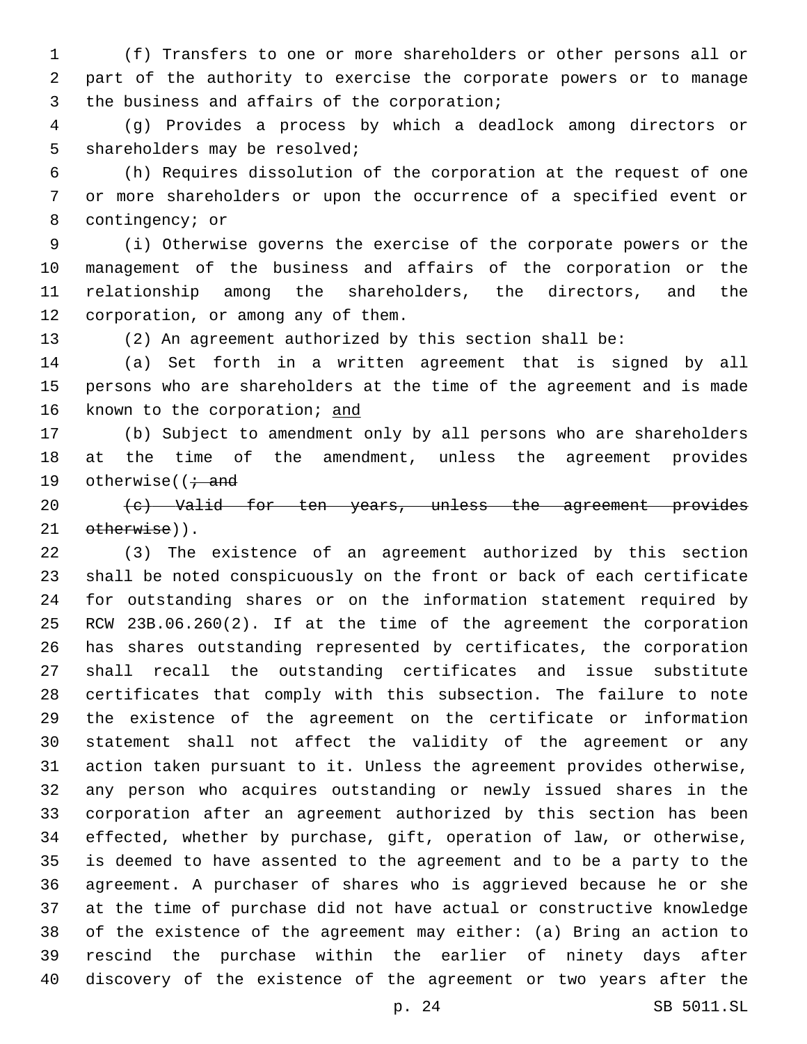(f) Transfers to one or more shareholders or other persons all or part of the authority to exercise the corporate powers or to manage the business and affairs of the corporation;

(g) Provides a process by which a deadlock among directors or shareholders may be resolved;

(h) Requires dissolution of the corporation at the request of one or more shareholders or upon the occurrence of a specified event or contingency; or

(i) Otherwise governs the exercise of the corporate powers or the management of the business and affairs of the corporation or the relationship among the shareholders, the directors, and the corporation, or among any of them.

(2) An agreement authorized by this section shall be:

(a) Set forth in a written agreement that is signed by all persons who are shareholders at the time of the agreement and is made known to the corporation; <u>and</u>

(b) Subject to amendment only by all persons who are shareholders at the time of the amendment, unless the agreement provides otherwise((~~; and~~

~~(c) Valid for ten years, unless the agreement provides otherwise~~)).

(3) The existence of an agreement authorized by this section shall be noted conspicuously on the front or back of each certificate for outstanding shares or on the information statement required by RCW 23B.06.260(2). If at the time of the agreement the corporation has shares outstanding represented by certificates, the corporation shall recall the outstanding certificates and issue substitute certificates that comply with this subsection. The failure to note the existence of the agreement on the certificate or information statement shall not affect the validity of the agreement or any action taken pursuant to it. Unless the agreement provides otherwise, any person who acquires outstanding or newly issued shares in the corporation after an agreement authorized by this section has been effected, whether by purchase, gift, operation of law, or otherwise, is deemed to have assented to the agreement and to be a party to the agreement. A purchaser of shares who is aggrieved because he or she at the time of purchase did not have actual or constructive knowledge of the existence of the agreement may either: (a) Bring an action to rescind the purchase within the earlier of ninety days after discovery of the existence of the agreement or two years after the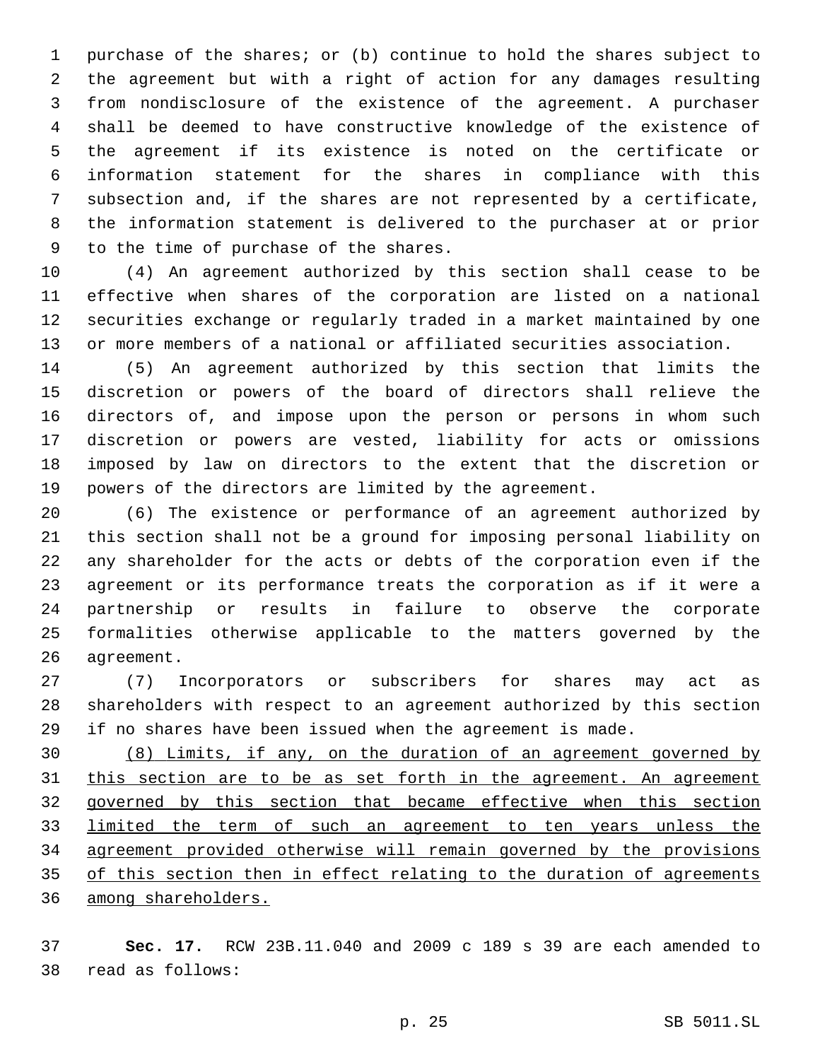purchase of the shares; or (b) continue to hold the shares subject to the agreement but with a right of action for any damages resulting from nondisclosure of the existence of the agreement. A purchaser shall be deemed to have constructive knowledge of the existence of the agreement if its existence is noted on the certificate or information statement for the shares in compliance with this subsection and, if the shares are not represented by a certificate, the information statement is delivered to the purchaser at or prior to the time of purchase of the shares.

(4) An agreement authorized by this section shall cease to be effective when shares of the corporation are listed on a national securities exchange or regularly traded in a market maintained by one or more members of a national or affiliated securities association.

(5) An agreement authorized by this section that limits the discretion or powers of the board of directors shall relieve the directors of, and impose upon the person or persons in whom such discretion or powers are vested, liability for acts or omissions imposed by law on directors to the extent that the discretion or powers of the directors are limited by the agreement.

(6) The existence or performance of an agreement authorized by this section shall not be a ground for imposing personal liability on any shareholder for the acts or debts of the corporation even if the agreement or its performance treats the corporation as if it were a partnership or results in failure to observe the corporate formalities otherwise applicable to the matters governed by the agreement.

(7) Incorporators or subscribers for shares may act as shareholders with respect to an agreement authorized by this section if no shares have been issued when the agreement is made.

<u>(8) Limits, if any, on the duration of an agreement governed by this section are to be as set forth in the agreement. An agreement governed by this section that became effective when this section limited the term of such an agreement to ten years unless the agreement provided otherwise will remain governed by the provisions of this section then in effect relating to the duration of agreements among shareholders.</u>

**Sec. 17.** RCW 23B.11.040 and 2009 c 189 s 39 are each amended to read as follows: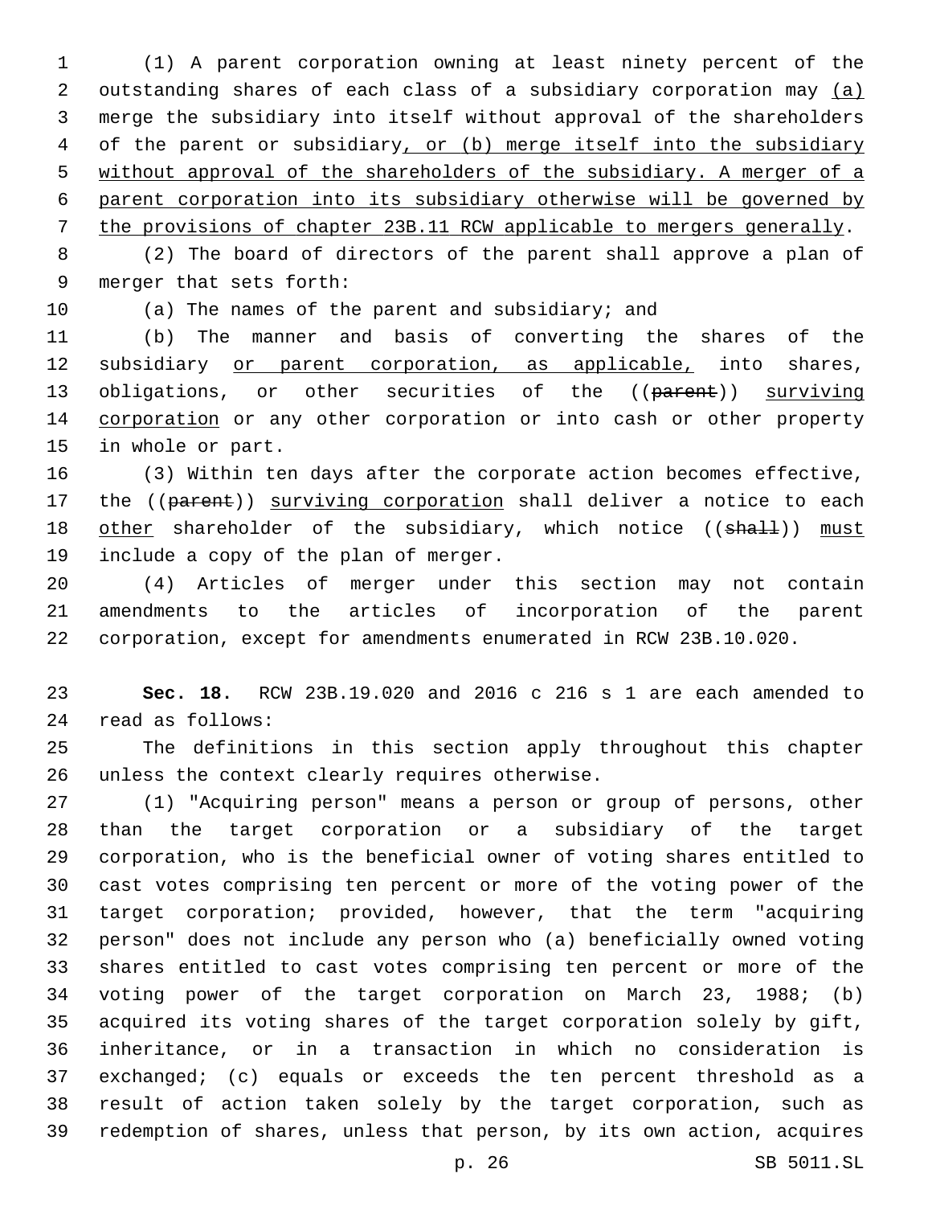(1) A parent corporation owning at least ninety percent of the outstanding shares of each class of a subsidiary corporation may <u>(a)</u> merge the subsidiary into itself without approval of the shareholders of the parent or subsidiary<u>, or (b) merge itself into the subsidiary without approval of the shareholders of the subsidiary. A merger of a parent corporation into its subsidiary otherwise will be governed by the provisions of chapter 23B.11 RCW applicable to mergers generally</u>.

(2) The board of directors of the parent shall approve a plan of merger that sets forth:

(a) The names of the parent and subsidiary; and

(b) The manner and basis of converting the shares of the subsidiary <u>or parent corporation, as applicable,</u> into shares, obligations, or other securities of the ((~~parent~~)) <u>surviving corporation</u> or any other corporation or into cash or other property in whole or part.

(3) Within ten days after the corporate action becomes effective, the ((~~parent~~)) <u>surviving corporation</u> shall deliver a notice to each <u>other</u> shareholder of the subsidiary, which notice ((~~shall~~)) <u>must</u> include a copy of the plan of merger.

(4) Articles of merger under this section may not contain amendments to the articles of incorporation of the parent corporation, except for amendments enumerated in RCW 23B.10.020.

**Sec. 18.** RCW 23B.19.020 and 2016 c 216 s 1 are each amended to read as follows:

The definitions in this section apply throughout this chapter unless the context clearly requires otherwise.

(1) "Acquiring person" means a person or group of persons, other than the target corporation or a subsidiary of the target corporation, who is the beneficial owner of voting shares entitled to cast votes comprising ten percent or more of the voting power of the target corporation; provided, however, that the term "acquiring person" does not include any person who (a) beneficially owned voting shares entitled to cast votes comprising ten percent or more of the voting power of the target corporation on March 23, 1988; (b) acquired its voting shares of the target corporation solely by gift, inheritance, or in a transaction in which no consideration is exchanged; (c) equals or exceeds the ten percent threshold as a result of action taken solely by the target corporation, such as redemption of shares, unless that person, by its own action, acquires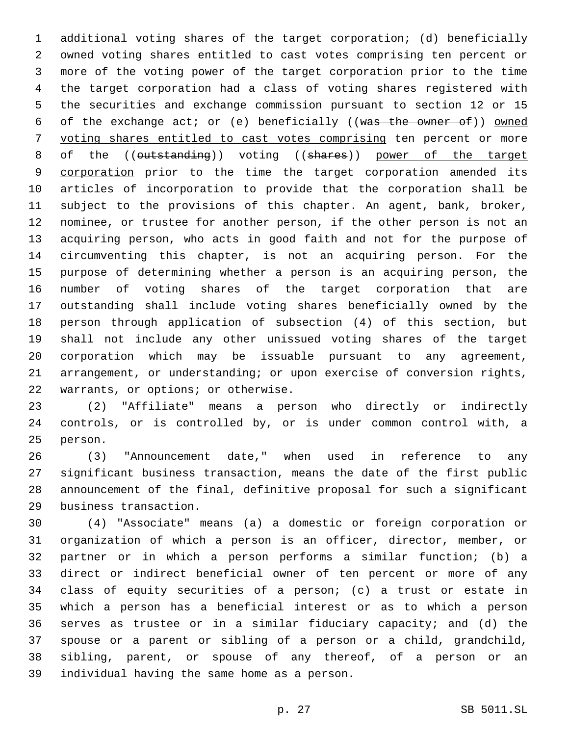additional voting shares of the target corporation; (d) beneficially owned voting shares entitled to cast votes comprising ten percent or more of the voting power of the target corporation prior to the time the target corporation had a class of voting shares registered with the securities and exchange commission pursuant to section 12 or 15 of the exchange act; or (e) beneficially ((~~was the owner of~~)) <u>owned voting shares entitled to cast votes comprising</u> ten percent or more of the ((~~outstanding~~)) voting ((~~shares~~)) <u>power of the target corporation</u> prior to the time the target corporation amended its articles of incorporation to provide that the corporation shall be subject to the provisions of this chapter. An agent, bank, broker, nominee, or trustee for another person, if the other person is not an acquiring person, who acts in good faith and not for the purpose of circumventing this chapter, is not an acquiring person. For the purpose of determining whether a person is an acquiring person, the number of voting shares of the target corporation that are outstanding shall include voting shares beneficially owned by the person through application of subsection (4) of this section, but shall not include any other unissued voting shares of the target corporation which may be issuable pursuant to any agreement, arrangement, or understanding; or upon exercise of conversion rights, warrants, or options; or otherwise.

(2) "Affiliate" means a person who directly or indirectly controls, or is controlled by, or is under common control with, a person.

(3) "Announcement date," when used in reference to any significant business transaction, means the date of the first public announcement of the final, definitive proposal for such a significant business transaction.

(4) "Associate" means (a) a domestic or foreign corporation or organization of which a person is an officer, director, member, or partner or in which a person performs a similar function; (b) a direct or indirect beneficial owner of ten percent or more of any class of equity securities of a person; (c) a trust or estate in which a person has a beneficial interest or as to which a person serves as trustee or in a similar fiduciary capacity; and (d) the spouse or a parent or sibling of a person or a child, grandchild, sibling, parent, or spouse of any thereof, of a person or an individual having the same home as a person.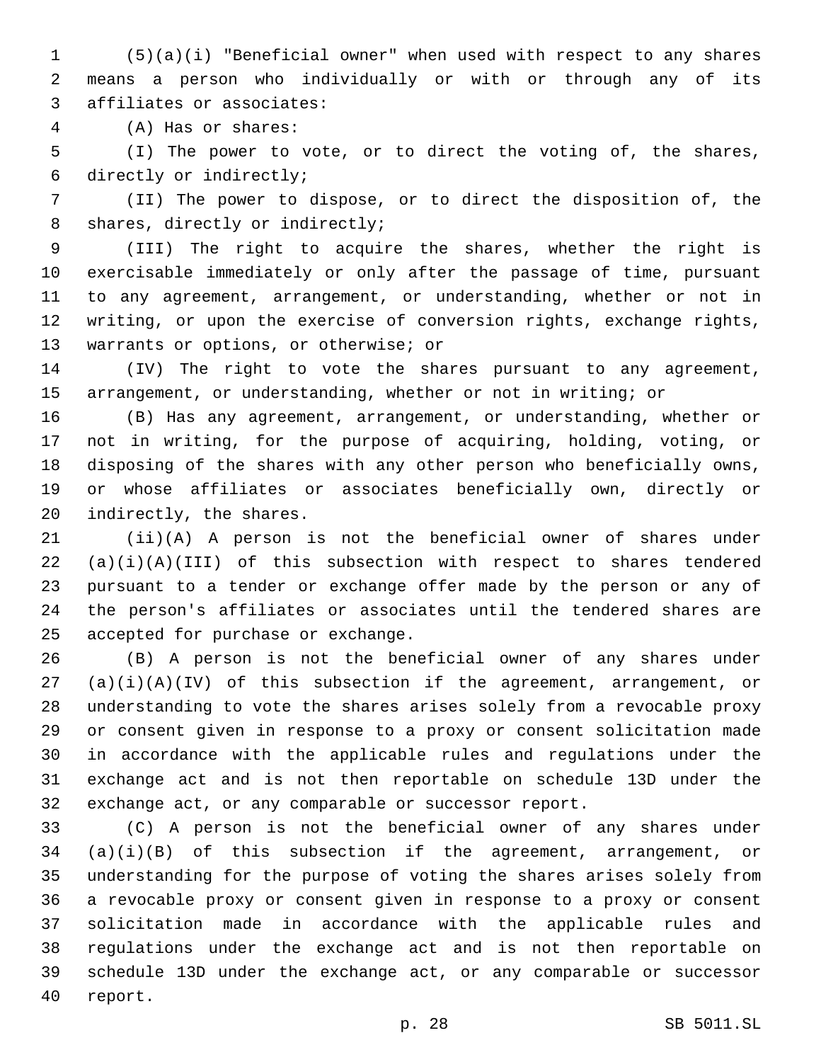(5)(a)(i) "Beneficial owner" when used with respect to any shares means a person who individually or with or through any of its affiliates or associates:

(A) Has or shares:

(I) The power to vote, or to direct the voting of, the shares, directly or indirectly;

(II) The power to dispose, or to direct the disposition of, the shares, directly or indirectly;

(III) The right to acquire the shares, whether the right is exercisable immediately or only after the passage of time, pursuant to any agreement, arrangement, or understanding, whether or not in writing, or upon the exercise of conversion rights, exchange rights, warrants or options, or otherwise; or

(IV) The right to vote the shares pursuant to any agreement, arrangement, or understanding, whether or not in writing; or

(B) Has any agreement, arrangement, or understanding, whether or not in writing, for the purpose of acquiring, holding, voting, or disposing of the shares with any other person who beneficially owns, or whose affiliates or associates beneficially own, directly or indirectly, the shares.

(ii)(A) A person is not the beneficial owner of shares under (a)(i)(A)(III) of this subsection with respect to shares tendered pursuant to a tender or exchange offer made by the person or any of the person's affiliates or associates until the tendered shares are accepted for purchase or exchange.

(B) A person is not the beneficial owner of any shares under (a)(i)(A)(IV) of this subsection if the agreement, arrangement, or understanding to vote the shares arises solely from a revocable proxy or consent given in response to a proxy or consent solicitation made in accordance with the applicable rules and regulations under the exchange act and is not then reportable on schedule 13D under the exchange act, or any comparable or successor report.

(C) A person is not the beneficial owner of any shares under (a)(i)(B) of this subsection if the agreement, arrangement, or understanding for the purpose of voting the shares arises solely from a revocable proxy or consent given in response to a proxy or consent solicitation made in accordance with the applicable rules and regulations under the exchange act and is not then reportable on schedule 13D under the exchange act, or any comparable or successor report.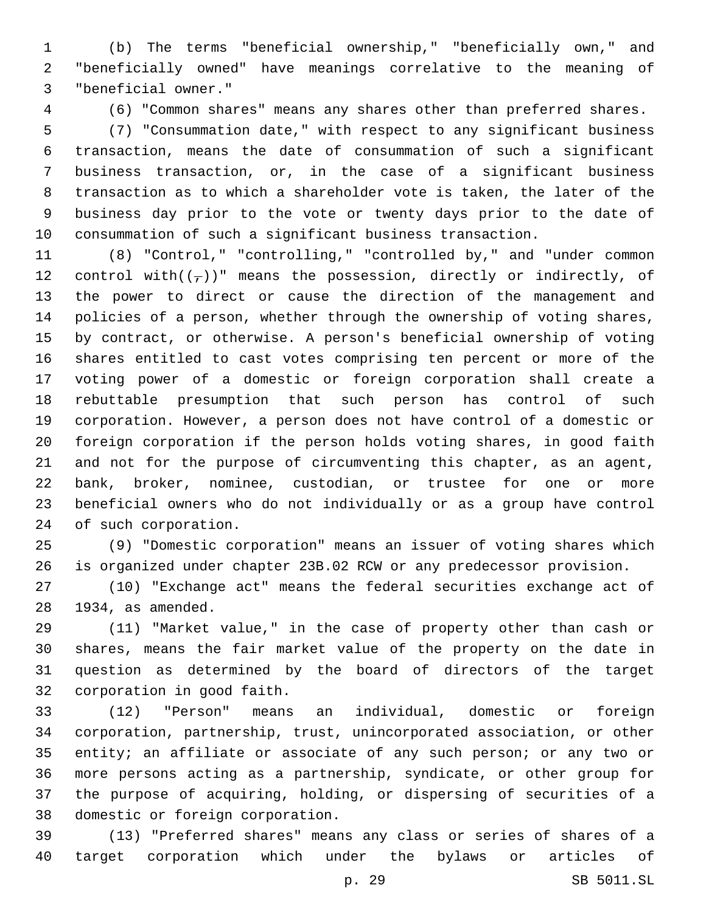(b) The terms "beneficial ownership," "beneficially own," and "beneficially owned" have meanings correlative to the meaning of "beneficial owner."

(6) "Common shares" means any shares other than preferred shares.

(7) "Consummation date," with respect to any significant business transaction, means the date of consummation of such a significant business transaction, or, in the case of a significant business transaction as to which a shareholder vote is taken, the later of the business day prior to the vote or twenty days prior to the date of consummation of such a significant business transaction.

(8) "Control," "controlling," "controlled by," and "under common control with((,))" means the possession, directly or indirectly, of the power to direct or cause the direction of the management and policies of a person, whether through the ownership of voting shares, by contract, or otherwise. A person's beneficial ownership of voting shares entitled to cast votes comprising ten percent or more of the voting power of a domestic or foreign corporation shall create a rebuttable presumption that such person has control of such corporation. However, a person does not have control of a domestic or foreign corporation if the person holds voting shares, in good faith and not for the purpose of circumventing this chapter, as an agent, bank, broker, nominee, custodian, or trustee for one or more beneficial owners who do not individually or as a group have control of such corporation.

(9) "Domestic corporation" means an issuer of voting shares which is organized under chapter 23B.02 RCW or any predecessor provision.

(10) "Exchange act" means the federal securities exchange act of 1934, as amended.

(11) "Market value," in the case of property other than cash or shares, means the fair market value of the property on the date in question as determined by the board of directors of the target corporation in good faith.

(12) "Person" means an individual, domestic or foreign corporation, partnership, trust, unincorporated association, or other entity; an affiliate or associate of any such person; or any two or more persons acting as a partnership, syndicate, or other group for the purpose of acquiring, holding, or dispersing of securities of a domestic or foreign corporation.

(13) "Preferred shares" means any class or series of shares of a target corporation which under the bylaws or articles of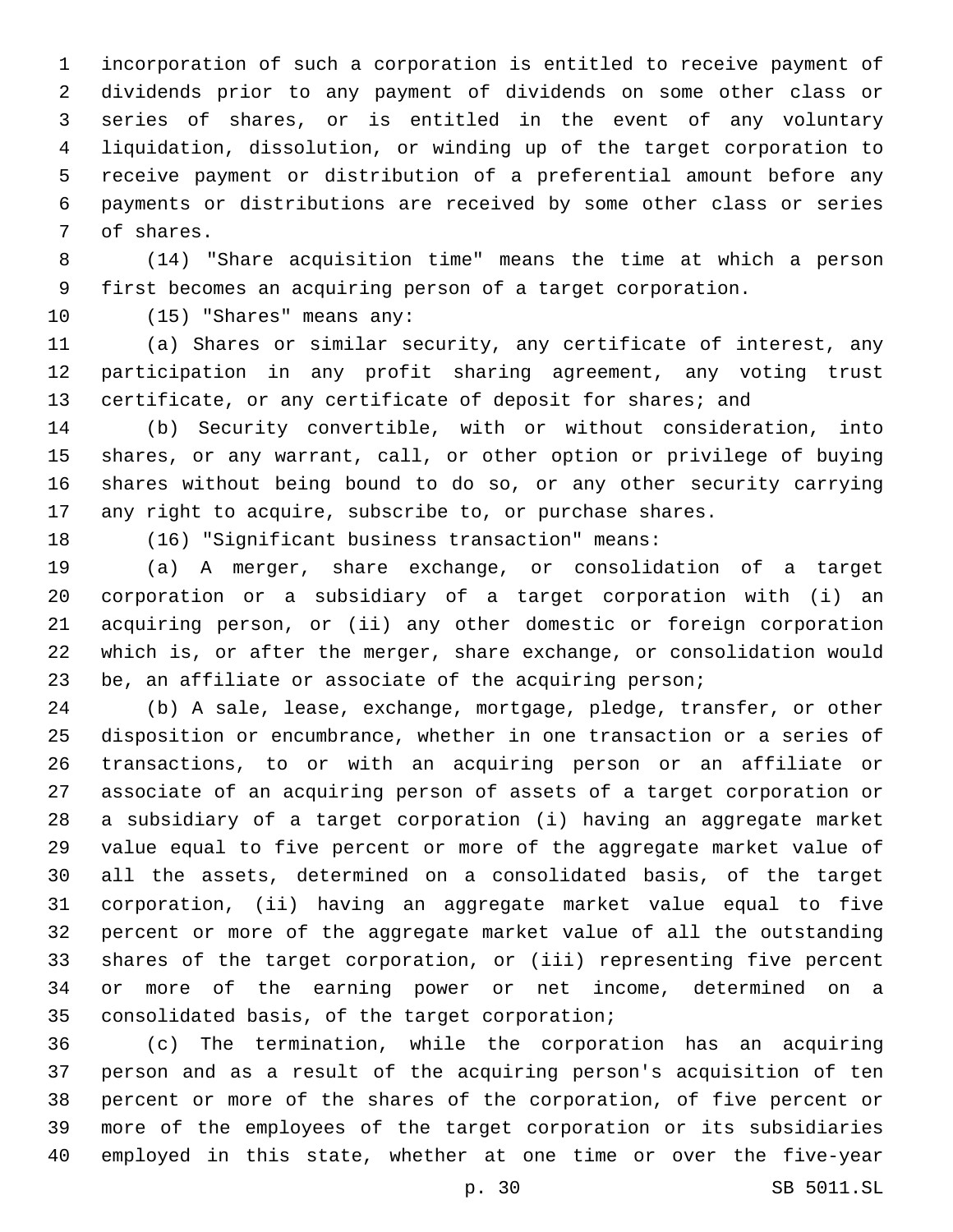incorporation of such a corporation is entitled to receive payment of dividends prior to any payment of dividends on some other class or series of shares, or is entitled in the event of any voluntary liquidation, dissolution, or winding up of the target corporation to receive payment or distribution of a preferential amount before any payments or distributions are received by some other class or series of shares.

(14) "Share acquisition time" means the time at which a person first becomes an acquiring person of a target corporation.

(15) "Shares" means any:

(a) Shares or similar security, any certificate of interest, any participation in any profit sharing agreement, any voting trust certificate, or any certificate of deposit for shares; and

(b) Security convertible, with or without consideration, into shares, or any warrant, call, or other option or privilege of buying shares without being bound to do so, or any other security carrying any right to acquire, subscribe to, or purchase shares.

(16) "Significant business transaction" means:

(a) A merger, share exchange, or consolidation of a target corporation or a subsidiary of a target corporation with (i) an acquiring person, or (ii) any other domestic or foreign corporation which is, or after the merger, share exchange, or consolidation would be, an affiliate or associate of the acquiring person;

(b) A sale, lease, exchange, mortgage, pledge, transfer, or other disposition or encumbrance, whether in one transaction or a series of transactions, to or with an acquiring person or an affiliate or associate of an acquiring person of assets of a target corporation or a subsidiary of a target corporation (i) having an aggregate market value equal to five percent or more of the aggregate market value of all the assets, determined on a consolidated basis, of the target corporation, (ii) having an aggregate market value equal to five percent or more of the aggregate market value of all the outstanding shares of the target corporation, or (iii) representing five percent or more of the earning power or net income, determined on a consolidated basis, of the target corporation;

(c) The termination, while the corporation has an acquiring person and as a result of the acquiring person's acquisition of ten percent or more of the shares of the corporation, of five percent or more of the employees of the target corporation or its subsidiaries employed in this state, whether at one time or over the five-year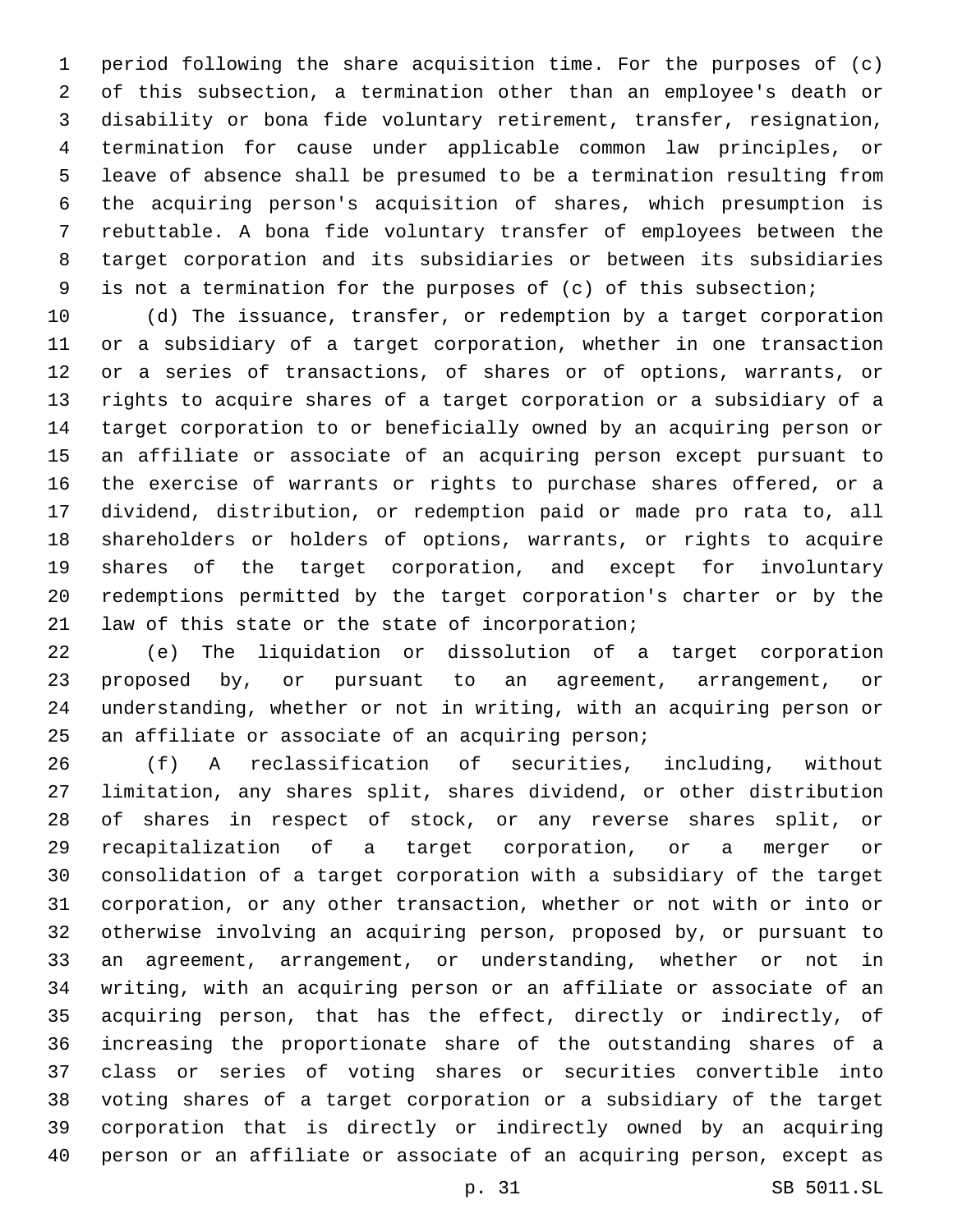period following the share acquisition time. For the purposes of (c) of this subsection, a termination other than an employee's death or disability or bona fide voluntary retirement, transfer, resignation, termination for cause under applicable common law principles, or leave of absence shall be presumed to be a termination resulting from the acquiring person's acquisition of shares, which presumption is rebuttable. A bona fide voluntary transfer of employees between the target corporation and its subsidiaries or between its subsidiaries is not a termination for the purposes of (c) of this subsection;

(d) The issuance, transfer, or redemption by a target corporation or a subsidiary of a target corporation, whether in one transaction or a series of transactions, of shares or of options, warrants, or rights to acquire shares of a target corporation or a subsidiary of a target corporation to or beneficially owned by an acquiring person or an affiliate or associate of an acquiring person except pursuant to the exercise of warrants or rights to purchase shares offered, or a dividend, distribution, or redemption paid or made pro rata to, all shareholders or holders of options, warrants, or rights to acquire shares of the target corporation, and except for involuntary redemptions permitted by the target corporation's charter or by the law of this state or the state of incorporation;

(e) The liquidation or dissolution of a target corporation proposed by, or pursuant to an agreement, arrangement, or understanding, whether or not in writing, with an acquiring person or an affiliate or associate of an acquiring person;

(f) A reclassification of securities, including, without limitation, any shares split, shares dividend, or other distribution of shares in respect of stock, or any reverse shares split, or recapitalization of a target corporation, or a merger or consolidation of a target corporation with a subsidiary of the target corporation, or any other transaction, whether or not with or into or otherwise involving an acquiring person, proposed by, or pursuant to an agreement, arrangement, or understanding, whether or not in writing, with an acquiring person or an affiliate or associate of an acquiring person, that has the effect, directly or indirectly, of increasing the proportionate share of the outstanding shares of a class or series of voting shares or securities convertible into voting shares of a target corporation or a subsidiary of the target corporation that is directly or indirectly owned by an acquiring person or an affiliate or associate of an acquiring person, except as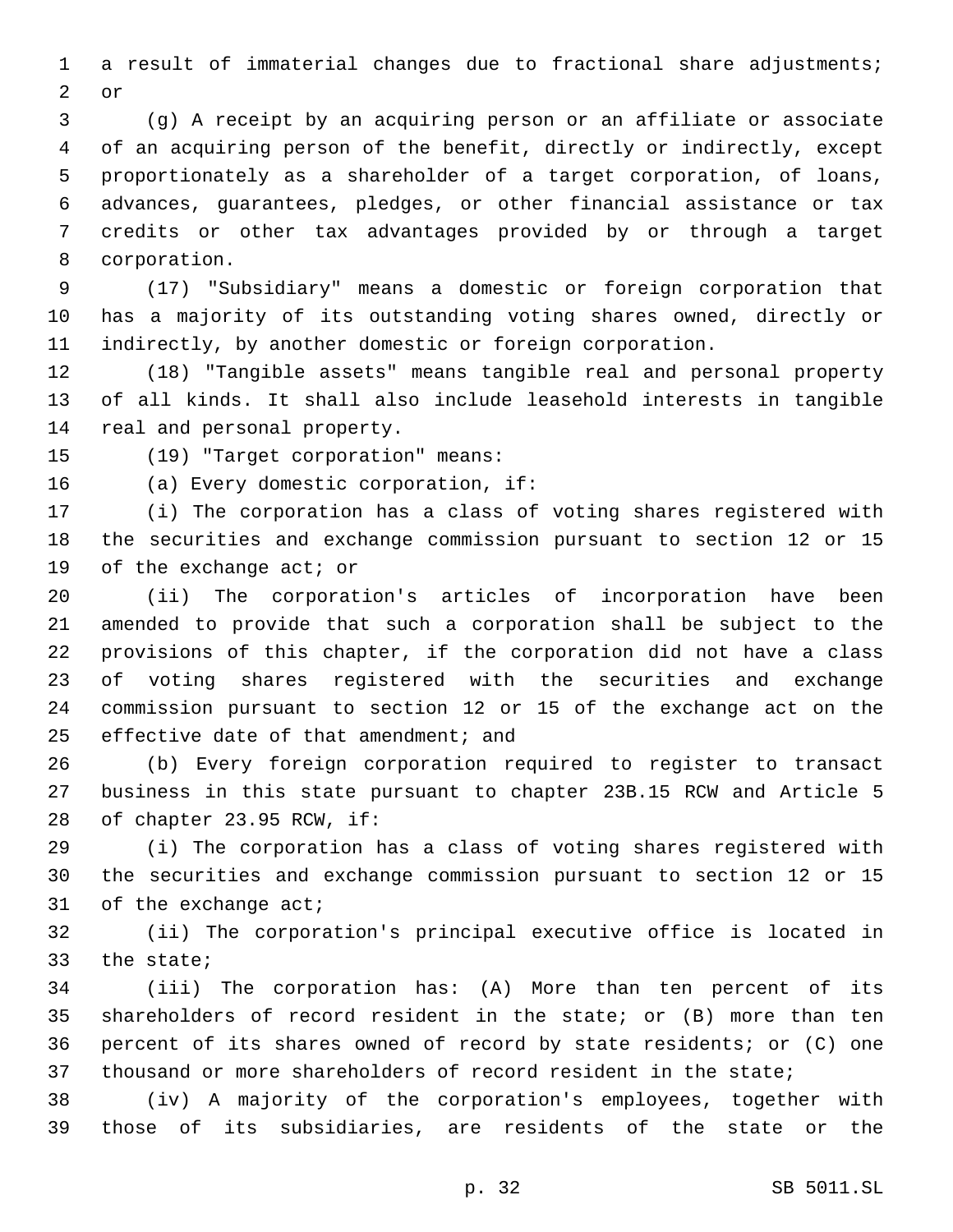a result of immaterial changes due to fractional share adjustments; or

(g) A receipt by an acquiring person or an affiliate or associate of an acquiring person of the benefit, directly or indirectly, except proportionately as a shareholder of a target corporation, of loans, advances, guarantees, pledges, or other financial assistance or tax credits or other tax advantages provided by or through a target corporation.

(17) "Subsidiary" means a domestic or foreign corporation that has a majority of its outstanding voting shares owned, directly or indirectly, by another domestic or foreign corporation.

(18) "Tangible assets" means tangible real and personal property of all kinds. It shall also include leasehold interests in tangible real and personal property.

(19) "Target corporation" means:

(a) Every domestic corporation, if:

(i) The corporation has a class of voting shares registered with the securities and exchange commission pursuant to section 12 or 15 of the exchange act; or

(ii) The corporation's articles of incorporation have been amended to provide that such a corporation shall be subject to the provisions of this chapter, if the corporation did not have a class of voting shares registered with the securities and exchange commission pursuant to section 12 or 15 of the exchange act on the effective date of that amendment; and

(b) Every foreign corporation required to register to transact business in this state pursuant to chapter 23B.15 RCW and Article 5 of chapter 23.95 RCW, if:

(i) The corporation has a class of voting shares registered with the securities and exchange commission pursuant to section 12 or 15 of the exchange act;

(ii) The corporation's principal executive office is located in the state;

(iii) The corporation has: (A) More than ten percent of its shareholders of record resident in the state; or (B) more than ten percent of its shares owned of record by state residents; or (C) one thousand or more shareholders of record resident in the state;

(iv) A majority of the corporation's employees, together with those of its subsidiaries, are residents of the state or the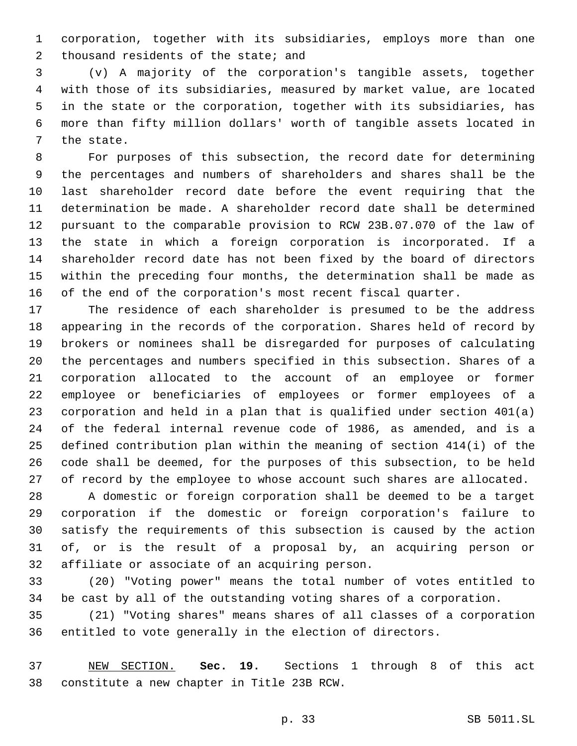corporation, together with its subsidiaries, employs more than one thousand residents of the state; and

(v) A majority of the corporation's tangible assets, together with those of its subsidiaries, measured by market value, are located in the state or the corporation, together with its subsidiaries, has more than fifty million dollars' worth of tangible assets located in the state.

For purposes of this subsection, the record date for determining the percentages and numbers of shareholders and shares shall be the last shareholder record date before the event requiring that the determination be made. A shareholder record date shall be determined pursuant to the comparable provision to RCW 23B.07.070 of the law of the state in which a foreign corporation is incorporated. If a shareholder record date has not been fixed by the board of directors within the preceding four months, the determination shall be made as of the end of the corporation's most recent fiscal quarter.

The residence of each shareholder is presumed to be the address appearing in the records of the corporation. Shares held of record by brokers or nominees shall be disregarded for purposes of calculating the percentages and numbers specified in this subsection. Shares of a corporation allocated to the account of an employee or former employee or beneficiaries of employees or former employees of a corporation and held in a plan that is qualified under section 401(a) of the federal internal revenue code of 1986, as amended, and is a defined contribution plan within the meaning of section 414(i) of the code shall be deemed, for the purposes of this subsection, to be held of record by the employee to whose account such shares are allocated.

A domestic or foreign corporation shall be deemed to be a target corporation if the domestic or foreign corporation's failure to satisfy the requirements of this subsection is caused by the action of, or is the result of a proposal by, an acquiring person or affiliate or associate of an acquiring person.

(20) "Voting power" means the total number of votes entitled to be cast by all of the outstanding voting shares of a corporation.

(21) "Voting shares" means shares of all classes of a corporation entitled to vote generally in the election of directors.

NEW SECTION. **Sec. 19.** Sections 1 through 8 of this act constitute a new chapter in Title 23B RCW.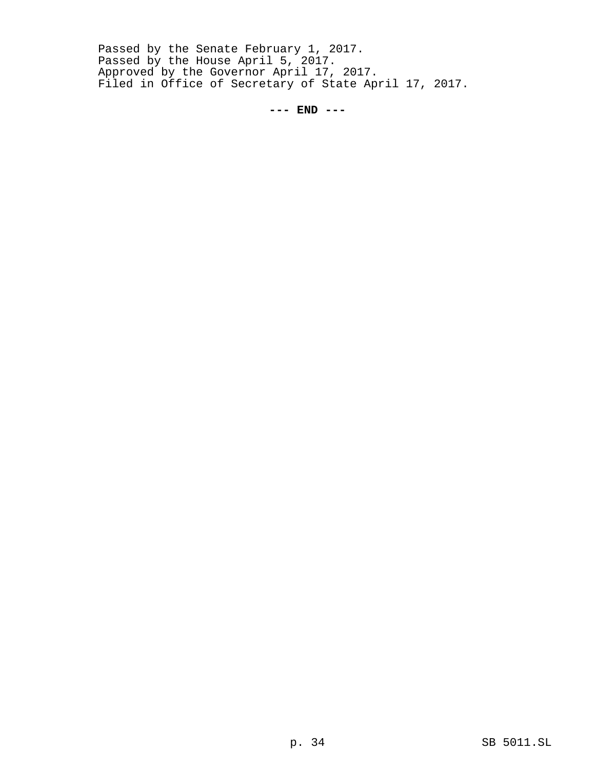Passed by the Senate February 1, 2017.
Passed by the House April 5, 2017.
Approved by the Governor April 17, 2017.
Filed in Office of Secretary of State April 17, 2017.

**--- END ---**